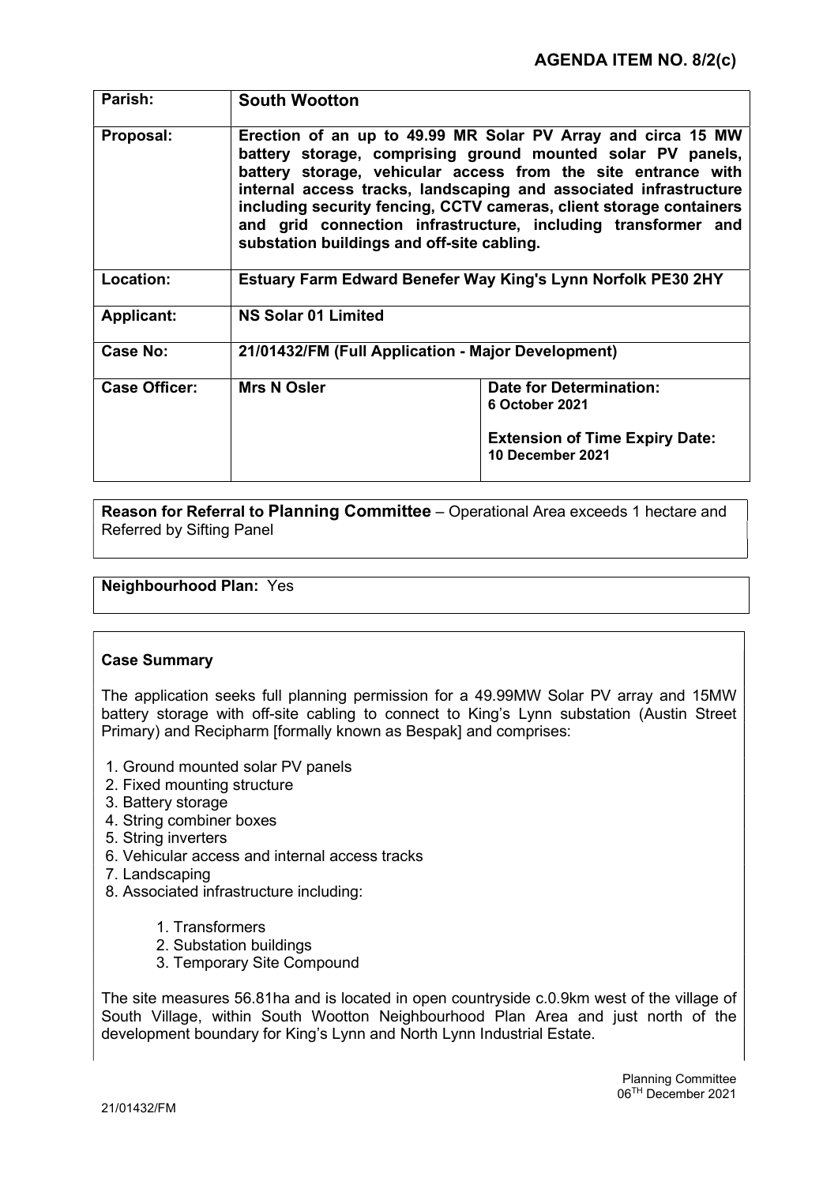## AGENDA ITEM NO. 8/2(c)

| | | |
|---|---|---|
| **Parish:** | **South Wootton** | |
| **Proposal:** | **Erection of an up to 49.99 MR Solar PV Array and circa 15 MW battery storage, comprising ground mounted solar PV panels, battery storage, vehicular access from the site entrance with internal access tracks, landscaping and associated infrastructure including security fencing, CCTV cameras, client storage containers and grid connection infrastructure, including transformer and substation buildings and off-site cabling.** | |
| **Location:** | **Estuary Farm Edward Benefer Way King's Lynn Norfolk PE30 2HY** | |
| **Applicant:** | **NS Solar 01 Limited** | |
| **Case No:** | **21/01432/FM (Full Application - Major Development)** | |
| **Case Officer:** | **Mrs N Osler** | **Date for Determination:** **6 October 2021** **Extension of Time Expiry Date:** **10 December 2021** |

**Reason for Referral to Planning Committee** – Operational Area exceeds 1 hectare and Referred by Sifting Panel

**Neighbourhood Plan:** Yes

**Case Summary**

The application seeks full planning permission for a 49.99MW Solar PV array and 15MW battery storage with off-site cabling to connect to King's Lynn substation (Austin Street Primary) and Recipharm [formally known as Bespak] and comprises:

1. Ground mounted solar PV panels
2. Fixed mounting structure
3. Battery storage
4. String combiner boxes
5. String inverters
6. Vehicular access and internal access tracks
7. Landscaping
8. Associated infrastructure including:
    1. Transformers
    2. Substation buildings
    3. Temporary Site Compound

The site measures 56.81ha and is located in open countryside c.0.9km west of the village of South Village, within South Wootton Neighbourhood Plan Area and just north of the development boundary for King's Lynn and North Lynn Industrial Estate.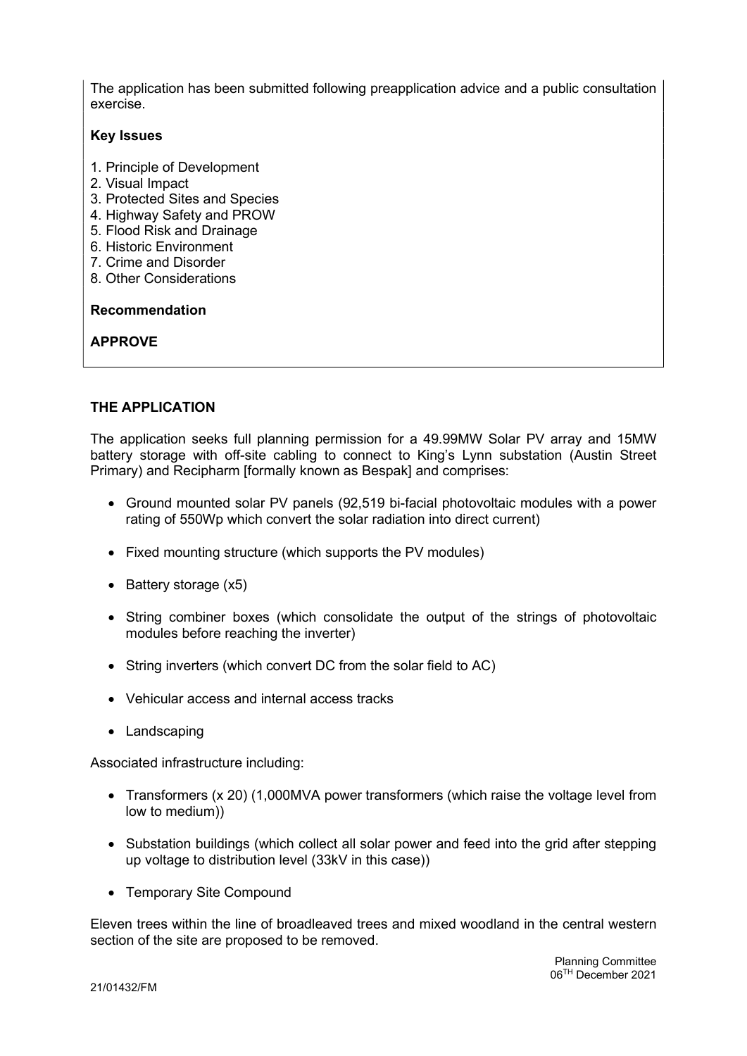The application has been submitted following preapplication advice and a public consultation exercise.

**Key Issues**

1. Principle of Development
2. Visual Impact
3. Protected Sites and Species
4. Highway Safety and PROW
5. Flood Risk and Drainage
6. Historic Environment
7. Crime and Disorder
8. Other Considerations

**Recommendation**

**APPROVE**

**THE APPLICATION**

The application seeks full planning permission for a 49.99MW Solar PV array and 15MW battery storage with off-site cabling to connect to King's Lynn substation (Austin Street Primary) and Recipharm [formally known as Bespak] and comprises:

- Ground mounted solar PV panels (92,519 bi-facial photovoltaic modules with a power rating of 550Wp which convert the solar radiation into direct current)
- Fixed mounting structure (which supports the PV modules)
- Battery storage (x5)
- String combiner boxes (which consolidate the output of the strings of photovoltaic modules before reaching the inverter)
- String inverters (which convert DC from the solar field to AC)
- Vehicular access and internal access tracks
- Landscaping

Associated infrastructure including:

- Transformers (x 20) (1,000MVA power transformers (which raise the voltage level from low to medium))
- Substation buildings (which collect all solar power and feed into the grid after stepping up voltage to distribution level (33kV in this case))
- Temporary Site Compound

Eleven trees within the line of broadleaved trees and mixed woodland in the central western section of the site are proposed to be removed.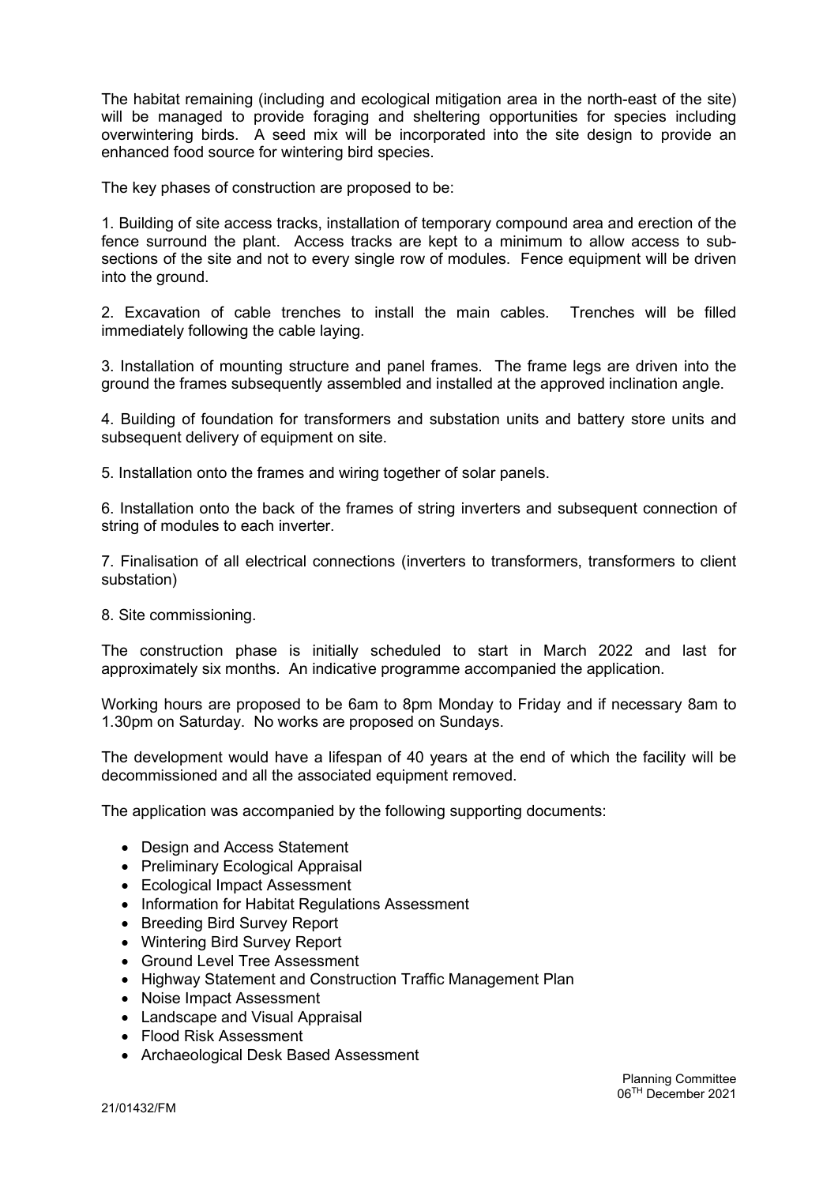The habitat remaining (including and ecological mitigation area in the north-east of the site) will be managed to provide foraging and sheltering opportunities for species including overwintering birds. A seed mix will be incorporated into the site design to provide an enhanced food source for wintering bird species.

The key phases of construction are proposed to be:

1. Building of site access tracks, installation of temporary compound area and erection of the fence surround the plant. Access tracks are kept to a minimum to allow access to sub-sections of the site and not to every single row of modules. Fence equipment will be driven into the ground.

2. Excavation of cable trenches to install the main cables. Trenches will be filled immediately following the cable laying.

3. Installation of mounting structure and panel frames. The frame legs are driven into the ground the frames subsequently assembled and installed at the approved inclination angle.

4. Building of foundation for transformers and substation units and battery store units and subsequent delivery of equipment on site.

5. Installation onto the frames and wiring together of solar panels.

6. Installation onto the back of the frames of string inverters and subsequent connection of string of modules to each inverter.

7. Finalisation of all electrical connections (inverters to transformers, transformers to client substation)

8. Site commissioning.

The construction phase is initially scheduled to start in March 2022 and last for approximately six months. An indicative programme accompanied the application.

Working hours are proposed to be 6am to 8pm Monday to Friday and if necessary 8am to 1.30pm on Saturday. No works are proposed on Sundays.

The development would have a lifespan of 40 years at the end of which the facility will be decommissioned and all the associated equipment removed.

The application was accompanied by the following supporting documents:

- Design and Access Statement
- Preliminary Ecological Appraisal
- Ecological Impact Assessment
- Information for Habitat Regulations Assessment
- Breeding Bird Survey Report
- Wintering Bird Survey Report
- Ground Level Tree Assessment
- Highway Statement and Construction Traffic Management Plan
- Noise Impact Assessment
- Landscape and Visual Appraisal
- Flood Risk Assessment
- Archaeological Desk Based Assessment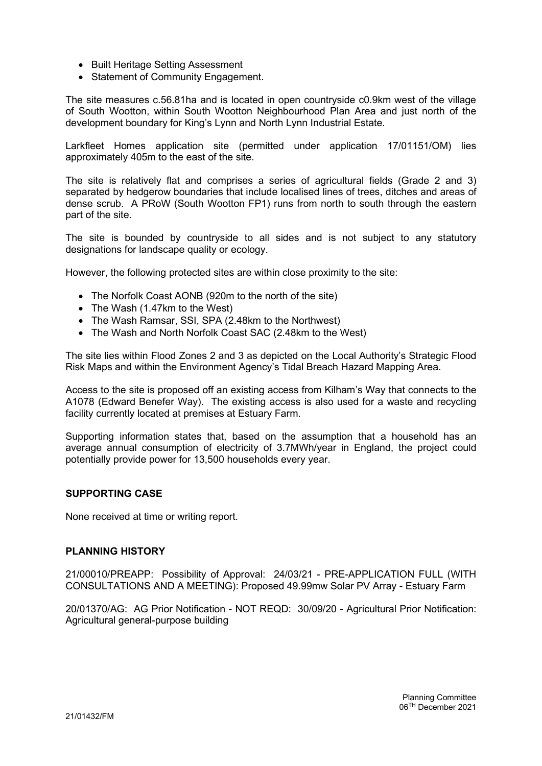- Built Heritage Setting Assessment
- Statement of Community Engagement.

The site measures c.56.81ha and is located in open countryside c0.9km west of the village of South Wootton, within South Wootton Neighbourhood Plan Area and just north of the development boundary for King's Lynn and North Lynn Industrial Estate.

Larkfleet Homes application site (permitted under application 17/01151/OM) lies approximately 405m to the east of the site.

The site is relatively flat and comprises a series of agricultural fields (Grade 2 and 3) separated by hedgerow boundaries that include localised lines of trees, ditches and areas of dense scrub. A PRoW (South Wootton FP1) runs from north to south through the eastern part of the site.

The site is bounded by countryside to all sides and is not subject to any statutory designations for landscape quality or ecology.

However, the following protected sites are within close proximity to the site:

- The Norfolk Coast AONB (920m to the north of the site)
- The Wash (1.47km to the West)
- The Wash Ramsar, SSI, SPA (2.48km to the Northwest)
- The Wash and North Norfolk Coast SAC (2.48km to the West)

The site lies within Flood Zones 2 and 3 as depicted on the Local Authority's Strategic Flood Risk Maps and within the Environment Agency's Tidal Breach Hazard Mapping Area.

Access to the site is proposed off an existing access from Kilham's Way that connects to the A1078 (Edward Benefer Way). The existing access is also used for a waste and recycling facility currently located at premises at Estuary Farm.

Supporting information states that, based on the assumption that a household has an average annual consumption of electricity of 3.7MWh/year in England, the project could potentially provide power for 13,500 households every year.

## SUPPORTING CASE

None received at time or writing report.

## PLANNING HISTORY

21/00010/PREAPP: Possibility of Approval: 24/03/21 - PRE-APPLICATION FULL (WITH CONSULTATIONS AND A MEETING): Proposed 49.99mw Solar PV Array - Estuary Farm

20/01370/AG: AG Prior Notification - NOT REQD: 30/09/20 - Agricultural Prior Notification: Agricultural general-purpose building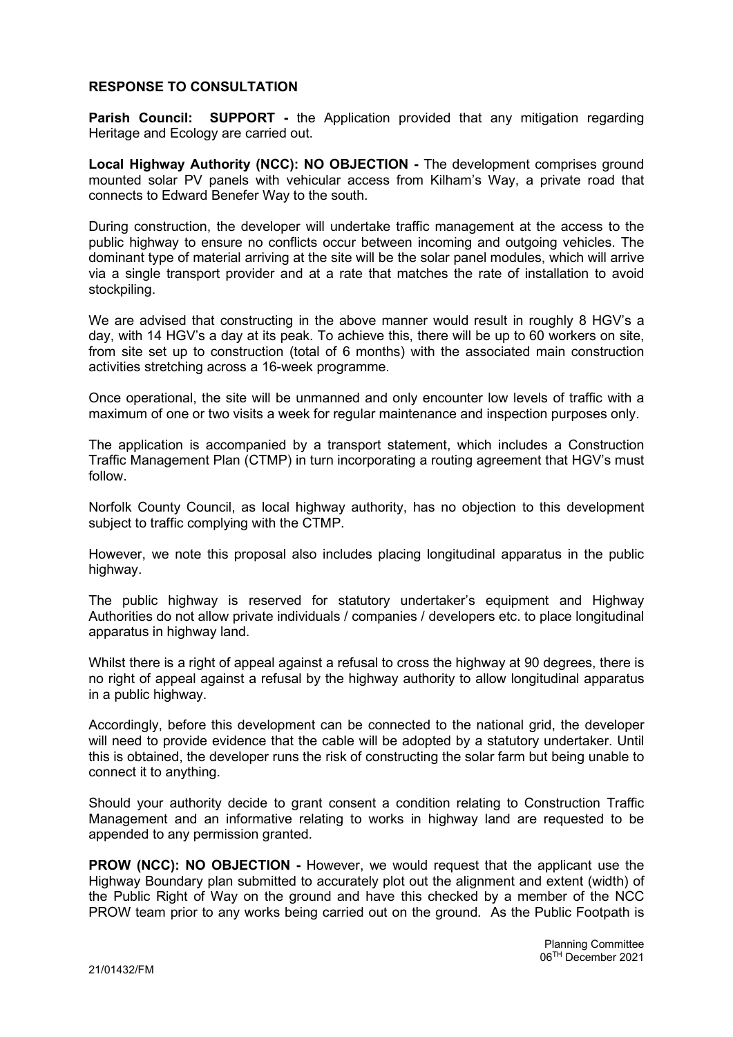## RESPONSE TO CONSULTATION

**Parish Council: SUPPORT -** the Application provided that any mitigation regarding Heritage and Ecology are carried out.

**Local Highway Authority (NCC): NO OBJECTION -** The development comprises ground mounted solar PV panels with vehicular access from Kilham's Way, a private road that connects to Edward Benefer Way to the south.

During construction, the developer will undertake traffic management at the access to the public highway to ensure no conflicts occur between incoming and outgoing vehicles. The dominant type of material arriving at the site will be the solar panel modules, which will arrive via a single transport provider and at a rate that matches the rate of installation to avoid stockpiling.

We are advised that constructing in the above manner would result in roughly 8 HGV's a day, with 14 HGV's a day at its peak. To achieve this, there will be up to 60 workers on site, from site set up to construction (total of 6 months) with the associated main construction activities stretching across a 16-week programme.

Once operational, the site will be unmanned and only encounter low levels of traffic with a maximum of one or two visits a week for regular maintenance and inspection purposes only.

The application is accompanied by a transport statement, which includes a Construction Traffic Management Plan (CTMP) in turn incorporating a routing agreement that HGV's must follow.

Norfolk County Council, as local highway authority, has no objection to this development subject to traffic complying with the CTMP.

However, we note this proposal also includes placing longitudinal apparatus in the public highway.

The public highway is reserved for statutory undertaker's equipment and Highway Authorities do not allow private individuals / companies / developers etc. to place longitudinal apparatus in highway land.

Whilst there is a right of appeal against a refusal to cross the highway at 90 degrees, there is no right of appeal against a refusal by the highway authority to allow longitudinal apparatus in a public highway.

Accordingly, before this development can be connected to the national grid, the developer will need to provide evidence that the cable will be adopted by a statutory undertaker. Until this is obtained, the developer runs the risk of constructing the solar farm but being unable to connect it to anything.

Should your authority decide to grant consent a condition relating to Construction Traffic Management and an informative relating to works in highway land are requested to be appended to any permission granted.

**PROW (NCC): NO OBJECTION -** However, we would request that the applicant use the Highway Boundary plan submitted to accurately plot out the alignment and extent (width) of the Public Right of Way on the ground and have this checked by a member of the NCC PROW team prior to any works being carried out on the ground. As the Public Footpath is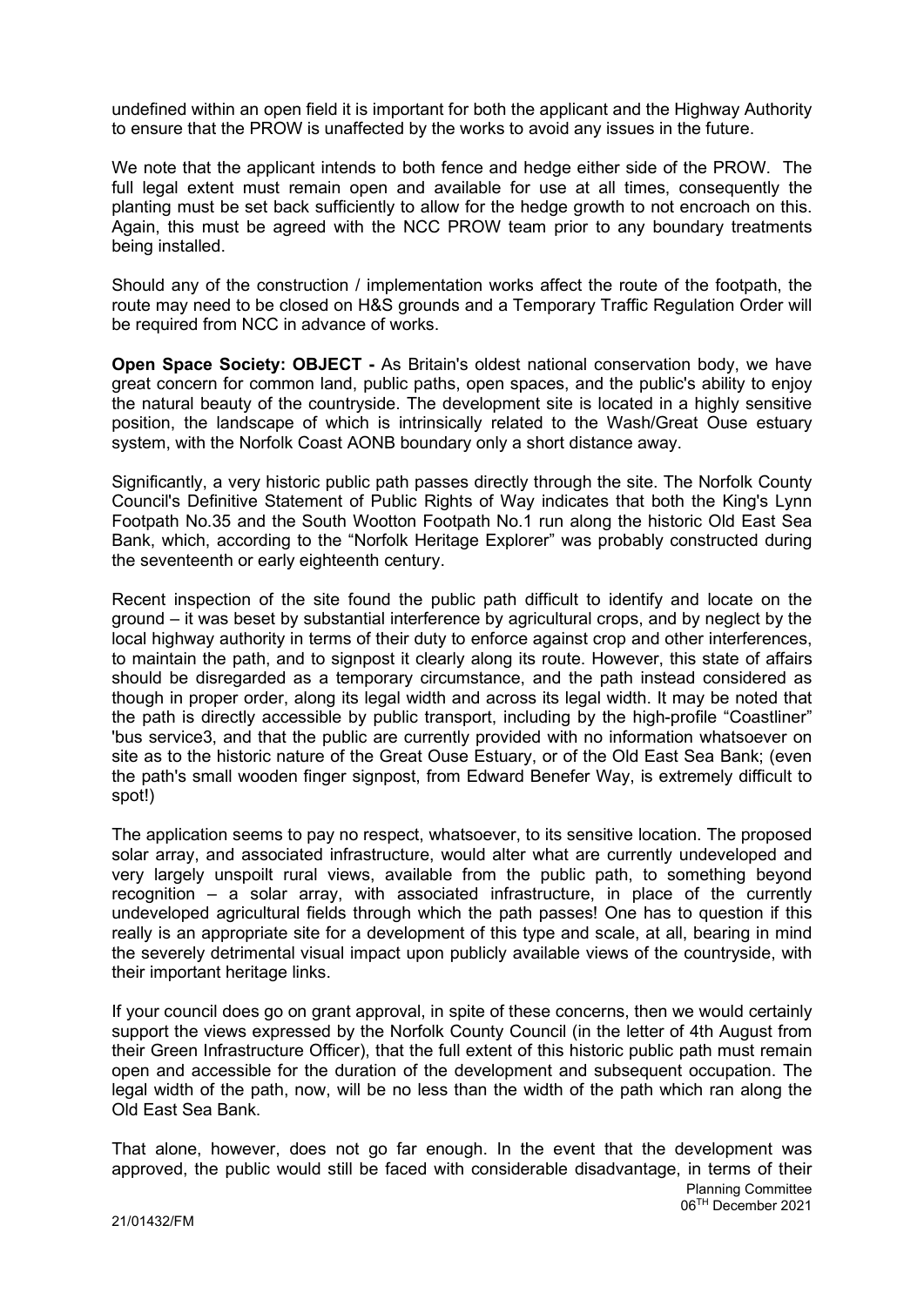undefined within an open field it is important for both the applicant and the Highway Authority to ensure that the PROW is unaffected by the works to avoid any issues in the future.

We note that the applicant intends to both fence and hedge either side of the PROW. The full legal extent must remain open and available for use at all times, consequently the planting must be set back sufficiently to allow for the hedge growth to not encroach on this. Again, this must be agreed with the NCC PROW team prior to any boundary treatments being installed.

Should any of the construction / implementation works affect the route of the footpath, the route may need to be closed on H&S grounds and a Temporary Traffic Regulation Order will be required from NCC in advance of works.

**Open Space Society: OBJECT -** As Britain's oldest national conservation body, we have great concern for common land, public paths, open spaces, and the public's ability to enjoy the natural beauty of the countryside. The development site is located in a highly sensitive position, the landscape of which is intrinsically related to the Wash/Great Ouse estuary system, with the Norfolk Coast AONB boundary only a short distance away.

Significantly, a very historic public path passes directly through the site. The Norfolk County Council's Definitive Statement of Public Rights of Way indicates that both the King's Lynn Footpath No.35 and the South Wootton Footpath No.1 run along the historic Old East Sea Bank, which, according to the "Norfolk Heritage Explorer" was probably constructed during the seventeenth or early eighteenth century.

Recent inspection of the site found the public path difficult to identify and locate on the ground – it was beset by substantial interference by agricultural crops, and by neglect by the local highway authority in terms of their duty to enforce against crop and other interferences, to maintain the path, and to signpost it clearly along its route. However, this state of affairs should be disregarded as a temporary circumstance, and the path instead considered as though in proper order, along its legal width and across its legal width. It may be noted that the path is directly accessible by public transport, including by the high-profile "Coastliner" 'bus service3, and that the public are currently provided with no information whatsoever on site as to the historic nature of the Great Ouse Estuary, or of the Old East Sea Bank; (even the path's small wooden finger signpost, from Edward Benefer Way, is extremely difficult to spot!)

The application seems to pay no respect, whatsoever, to its sensitive location. The proposed solar array, and associated infrastructure, would alter what are currently undeveloped and very largely unspoilt rural views, available from the public path, to something beyond recognition – a solar array, with associated infrastructure, in place of the currently undeveloped agricultural fields through which the path passes! One has to question if this really is an appropriate site for a development of this type and scale, at all, bearing in mind the severely detrimental visual impact upon publicly available views of the countryside, with their important heritage links.

If your council does go on grant approval, in spite of these concerns, then we would certainly support the views expressed by the Norfolk County Council (in the letter of 4th August from their Green Infrastructure Officer), that the full extent of this historic public path must remain open and accessible for the duration of the development and subsequent occupation. The legal width of the path, now, will be no less than the width of the path which ran along the Old East Sea Bank.

That alone, however, does not go far enough. In the event that the development was approved, the public would still be faced with considerable disadvantage, in terms of their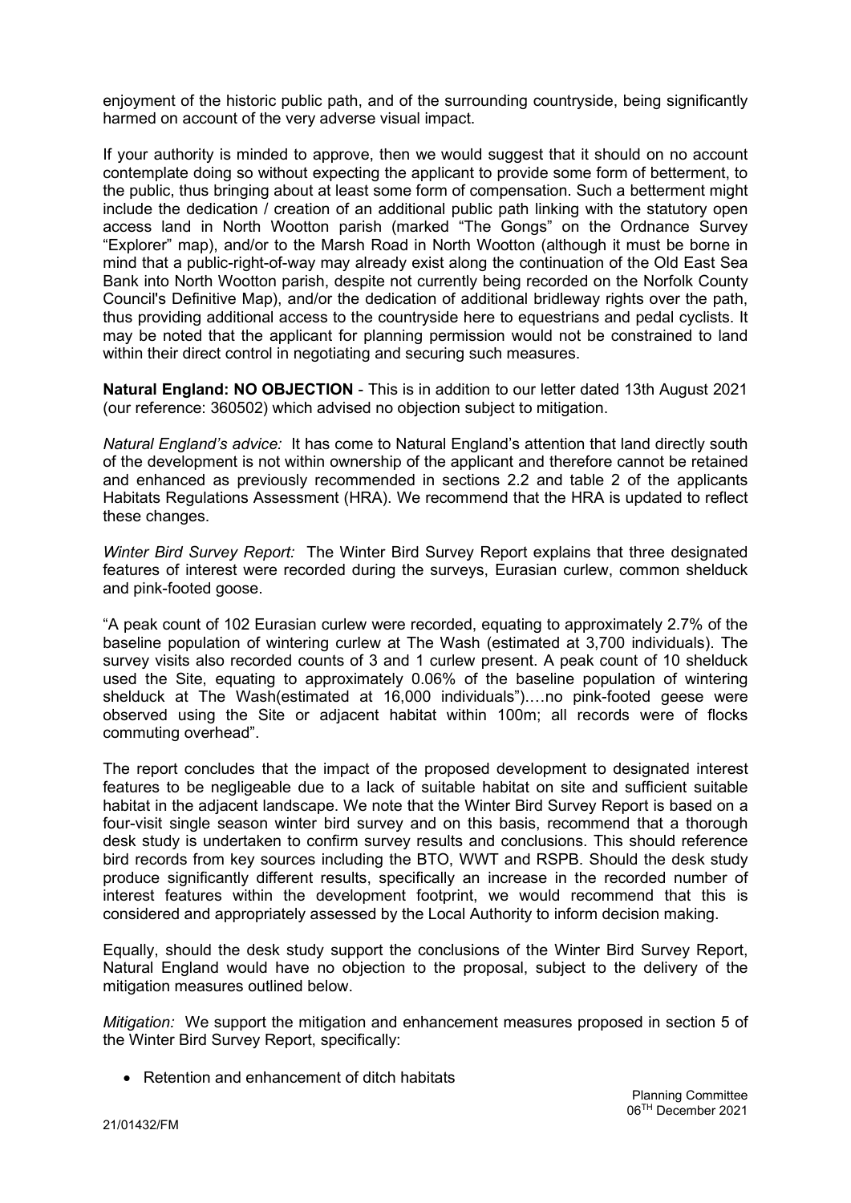enjoyment of the historic public path, and of the surrounding countryside, being significantly harmed on account of the very adverse visual impact.

If your authority is minded to approve, then we would suggest that it should on no account contemplate doing so without expecting the applicant to provide some form of betterment, to the public, thus bringing about at least some form of compensation. Such a betterment might include the dedication / creation of an additional public path linking with the statutory open access land in North Wootton parish (marked "The Gongs" on the Ordnance Survey "Explorer" map), and/or to the Marsh Road in North Wootton (although it must be borne in mind that a public-right-of-way may already exist along the continuation of the Old East Sea Bank into North Wootton parish, despite not currently being recorded on the Norfolk County Council's Definitive Map), and/or the dedication of additional bridleway rights over the path, thus providing additional access to the countryside here to equestrians and pedal cyclists. It may be noted that the applicant for planning permission would not be constrained to land within their direct control in negotiating and securing such measures.

**Natural England: NO OBJECTION** - This is in addition to our letter dated 13th August 2021 (our reference: 360502) which advised no objection subject to mitigation.

*Natural England's advice:* It has come to Natural England's attention that land directly south of the development is not within ownership of the applicant and therefore cannot be retained and enhanced as previously recommended in sections 2.2 and table 2 of the applicants Habitats Regulations Assessment (HRA). We recommend that the HRA is updated to reflect these changes.

*Winter Bird Survey Report:* The Winter Bird Survey Report explains that three designated features of interest were recorded during the surveys, Eurasian curlew, common shelduck and pink-footed goose.

"A peak count of 102 Eurasian curlew were recorded, equating to approximately 2.7% of the baseline population of wintering curlew at The Wash (estimated at 3,700 individuals). The survey visits also recorded counts of 3 and 1 curlew present. A peak count of 10 shelduck used the Site, equating to approximately 0.06% of the baseline population of wintering shelduck at The Wash(estimated at 16,000 individuals")….no pink-footed geese were observed using the Site or adjacent habitat within 100m; all records were of flocks commuting overhead".

The report concludes that the impact of the proposed development to designated interest features to be negligeable due to a lack of suitable habitat on site and sufficient suitable habitat in the adjacent landscape. We note that the Winter Bird Survey Report is based on a four-visit single season winter bird survey and on this basis, recommend that a thorough desk study is undertaken to confirm survey results and conclusions. This should reference bird records from key sources including the BTO, WWT and RSPB. Should the desk study produce significantly different results, specifically an increase in the recorded number of interest features within the development footprint, we would recommend that this is considered and appropriately assessed by the Local Authority to inform decision making.

Equally, should the desk study support the conclusions of the Winter Bird Survey Report, Natural England would have no objection to the proposal, subject to the delivery of the mitigation measures outlined below.

*Mitigation:* We support the mitigation and enhancement measures proposed in section 5 of the Winter Bird Survey Report, specifically:

- Retention and enhancement of ditch habitats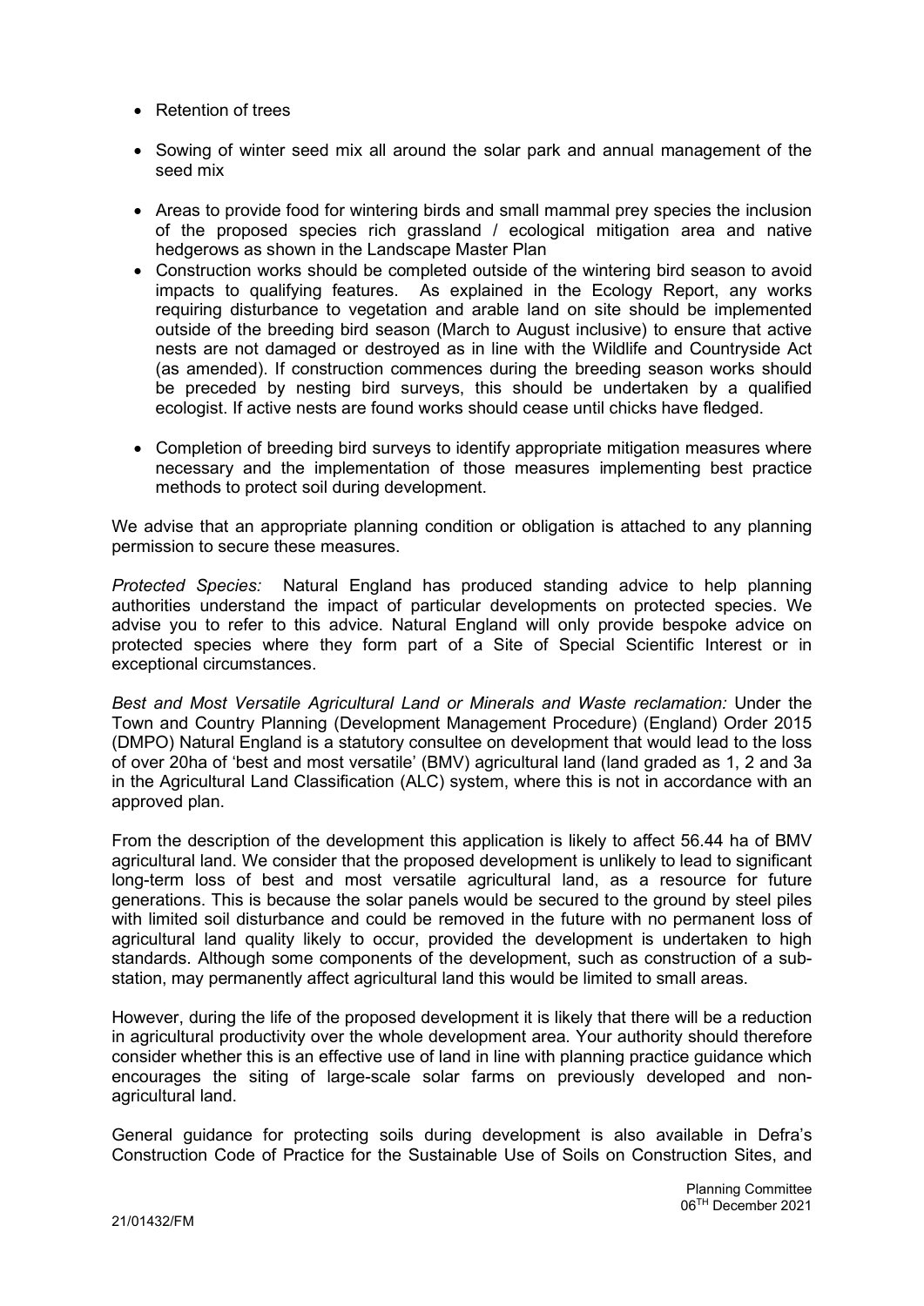- Retention of trees
- Sowing of winter seed mix all around the solar park and annual management of the seed mix
- Areas to provide food for wintering birds and small mammal prey species the inclusion of the proposed species rich grassland / ecological mitigation area and native hedgerows as shown in the Landscape Master Plan
- Construction works should be completed outside of the wintering bird season to avoid impacts to qualifying features. As explained in the Ecology Report, any works requiring disturbance to vegetation and arable land on site should be implemented outside of the breeding bird season (March to August inclusive) to ensure that active nests are not damaged or destroyed as in line with the Wildlife and Countryside Act (as amended). If construction commences during the breeding season works should be preceded by nesting bird surveys, this should be undertaken by a qualified ecologist. If active nests are found works should cease until chicks have fledged.
- Completion of breeding bird surveys to identify appropriate mitigation measures where necessary and the implementation of those measures implementing best practice methods to protect soil during development.

We advise that an appropriate planning condition or obligation is attached to any planning permission to secure these measures.

*Protected Species:* Natural England has produced standing advice to help planning authorities understand the impact of particular developments on protected species. We advise you to refer to this advice. Natural England will only provide bespoke advice on protected species where they form part of a Site of Special Scientific Interest or in exceptional circumstances.

*Best and Most Versatile Agricultural Land or Minerals and Waste reclamation:* Under the Town and Country Planning (Development Management Procedure) (England) Order 2015 (DMPO) Natural England is a statutory consultee on development that would lead to the loss of over 20ha of 'best and most versatile' (BMV) agricultural land (land graded as 1, 2 and 3a in the Agricultural Land Classification (ALC) system, where this is not in accordance with an approved plan.

From the description of the development this application is likely to affect 56.44 ha of BMV agricultural land. We consider that the proposed development is unlikely to lead to significant long-term loss of best and most versatile agricultural land, as a resource for future generations. This is because the solar panels would be secured to the ground by steel piles with limited soil disturbance and could be removed in the future with no permanent loss of agricultural land quality likely to occur, provided the development is undertaken to high standards. Although some components of the development, such as construction of a sub-station, may permanently affect agricultural land this would be limited to small areas.

However, during the life of the proposed development it is likely that there will be a reduction in agricultural productivity over the whole development area. Your authority should therefore consider whether this is an effective use of land in line with planning practice guidance which encourages the siting of large-scale solar farms on previously developed and non-agricultural land.

General guidance for protecting soils during development is also available in Defra's Construction Code of Practice for the Sustainable Use of Soils on Construction Sites, and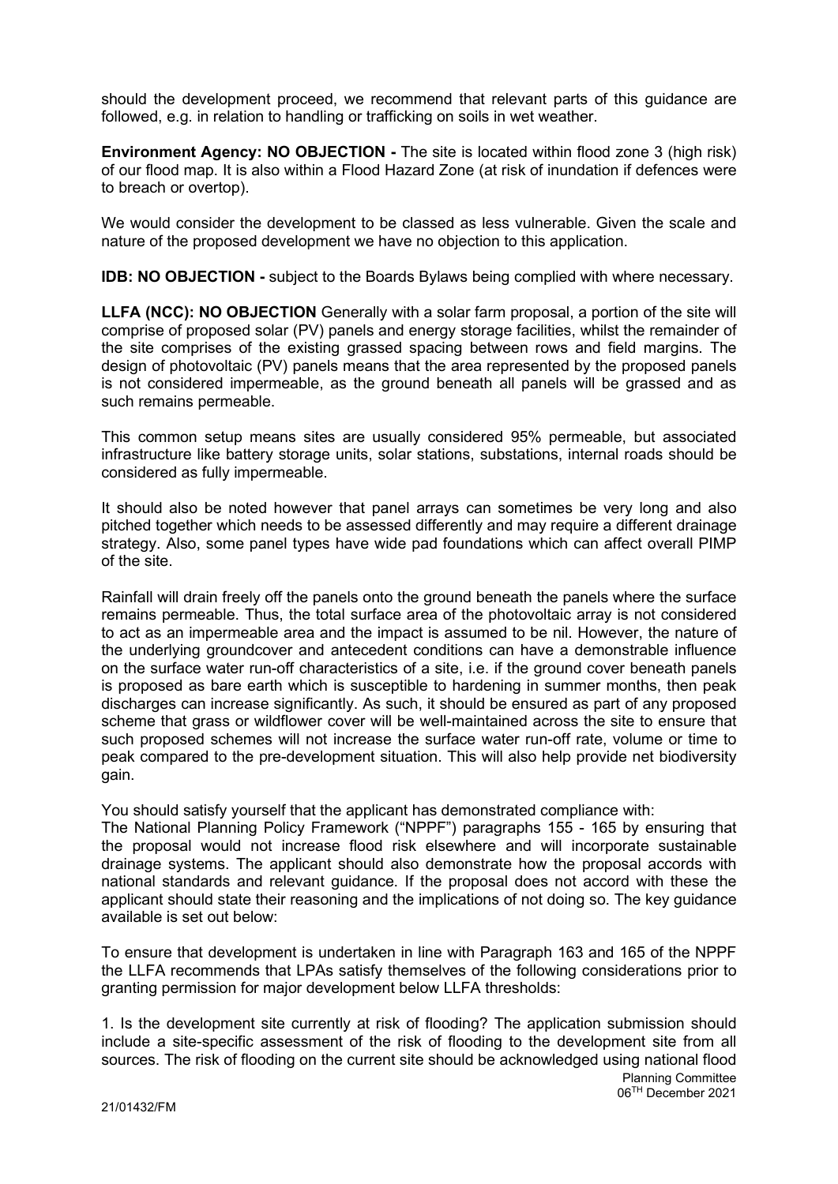should the development proceed, we recommend that relevant parts of this guidance are followed, e.g. in relation to handling or trafficking on soils in wet weather.

**Environment Agency: NO OBJECTION -** The site is located within flood zone 3 (high risk) of our flood map. It is also within a Flood Hazard Zone (at risk of inundation if defences were to breach or overtop).

We would consider the development to be classed as less vulnerable. Given the scale and nature of the proposed development we have no objection to this application.

**IDB: NO OBJECTION -** subject to the Boards Bylaws being complied with where necessary.

**LLFA (NCC): NO OBJECTION** Generally with a solar farm proposal, a portion of the site will comprise of proposed solar (PV) panels and energy storage facilities, whilst the remainder of the site comprises of the existing grassed spacing between rows and field margins. The design of photovoltaic (PV) panels means that the area represented by the proposed panels is not considered impermeable, as the ground beneath all panels will be grassed and as such remains permeable.

This common setup means sites are usually considered 95% permeable, but associated infrastructure like battery storage units, solar stations, substations, internal roads should be considered as fully impermeable.

It should also be noted however that panel arrays can sometimes be very long and also pitched together which needs to be assessed differently and may require a different drainage strategy. Also, some panel types have wide pad foundations which can affect overall PIMP of the site.

Rainfall will drain freely off the panels onto the ground beneath the panels where the surface remains permeable. Thus, the total surface area of the photovoltaic array is not considered to act as an impermeable area and the impact is assumed to be nil. However, the nature of the underlying groundcover and antecedent conditions can have a demonstrable influence on the surface water run-off characteristics of a site, i.e. if the ground cover beneath panels is proposed as bare earth which is susceptible to hardening in summer months, then peak discharges can increase significantly. As such, it should be ensured as part of any proposed scheme that grass or wildflower cover will be well-maintained across the site to ensure that such proposed schemes will not increase the surface water run-off rate, volume or time to peak compared to the pre-development situation. This will also help provide net biodiversity gain.

You should satisfy yourself that the applicant has demonstrated compliance with:
The National Planning Policy Framework ("NPPF") paragraphs 155 - 165 by ensuring that the proposal would not increase flood risk elsewhere and will incorporate sustainable drainage systems. The applicant should also demonstrate how the proposal accords with national standards and relevant guidance. If the proposal does not accord with these the applicant should state their reasoning and the implications of not doing so. The key guidance available is set out below:

To ensure that development is undertaken in line with Paragraph 163 and 165 of the NPPF the LLFA recommends that LPAs satisfy themselves of the following considerations prior to granting permission for major development below LLFA thresholds:

1. Is the development site currently at risk of flooding? The application submission should include a site-specific assessment of the risk of flooding to the development site from all sources. The risk of flooding on the current site should be acknowledged using national flood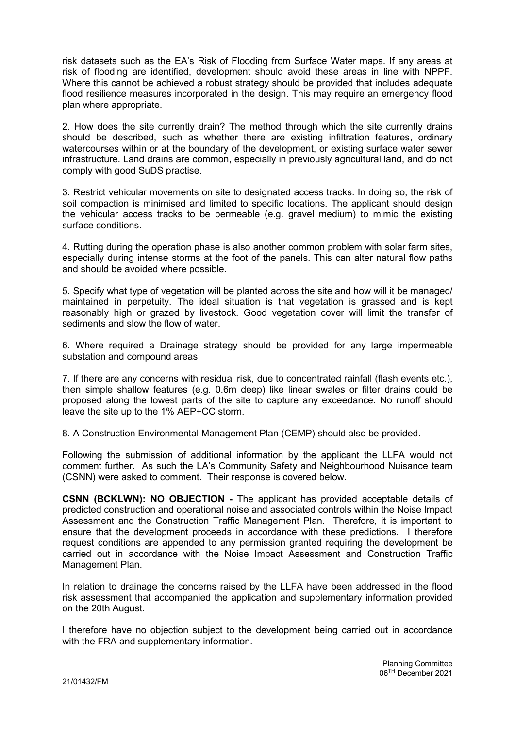risk datasets such as the EA's Risk of Flooding from Surface Water maps. If any areas at risk of flooding are identified, development should avoid these areas in line with NPPF. Where this cannot be achieved a robust strategy should be provided that includes adequate flood resilience measures incorporated in the design. This may require an emergency flood plan where appropriate.

2. How does the site currently drain? The method through which the site currently drains should be described, such as whether there are existing infiltration features, ordinary watercourses within or at the boundary of the development, or existing surface water sewer infrastructure. Land drains are common, especially in previously agricultural land, and do not comply with good SuDS practise.

3. Restrict vehicular movements on site to designated access tracks. In doing so, the risk of soil compaction is minimised and limited to specific locations. The applicant should design the vehicular access tracks to be permeable (e.g. gravel medium) to mimic the existing surface conditions.

4. Rutting during the operation phase is also another common problem with solar farm sites, especially during intense storms at the foot of the panels. This can alter natural flow paths and should be avoided where possible.

5. Specify what type of vegetation will be planted across the site and how will it be managed/ maintained in perpetuity. The ideal situation is that vegetation is grassed and is kept reasonably high or grazed by livestock. Good vegetation cover will limit the transfer of sediments and slow the flow of water.

6. Where required a Drainage strategy should be provided for any large impermeable substation and compound areas.

7. If there are any concerns with residual risk, due to concentrated rainfall (flash events etc.), then simple shallow features (e.g. 0.6m deep) like linear swales or filter drains could be proposed along the lowest parts of the site to capture any exceedance. No runoff should leave the site up to the 1% AEP+CC storm.

8. A Construction Environmental Management Plan (CEMP) should also be provided.

Following the submission of additional information by the applicant the LLFA would not comment further. As such the LA's Community Safety and Neighbourhood Nuisance team (CSNN) were asked to comment. Their response is covered below.

**CSNN (BCKLWN): NO OBJECTION -** The applicant has provided acceptable details of predicted construction and operational noise and associated controls within the Noise Impact Assessment and the Construction Traffic Management Plan. Therefore, it is important to ensure that the development proceeds in accordance with these predictions. I therefore request conditions are appended to any permission granted requiring the development be carried out in accordance with the Noise Impact Assessment and Construction Traffic Management Plan.

In relation to drainage the concerns raised by the LLFA have been addressed in the flood risk assessment that accompanied the application and supplementary information provided on the 20th August.

I therefore have no objection subject to the development being carried out in accordance with the FRA and supplementary information.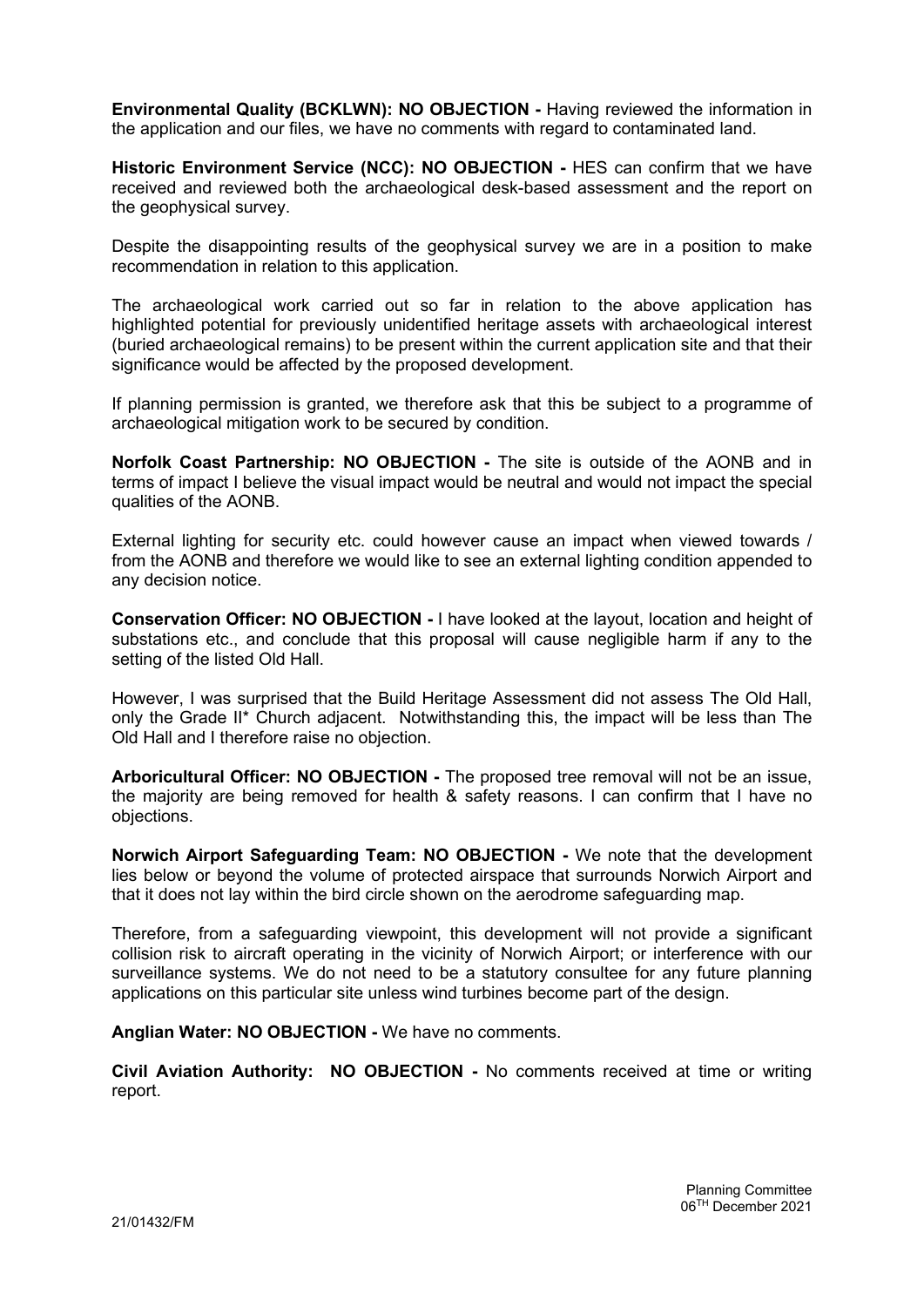**Environmental Quality (BCKLWN): NO OBJECTION -** Having reviewed the information in the application and our files, we have no comments with regard to contaminated land.

**Historic Environment Service (NCC): NO OBJECTION -** HES can confirm that we have received and reviewed both the archaeological desk-based assessment and the report on the geophysical survey.

Despite the disappointing results of the geophysical survey we are in a position to make recommendation in relation to this application.

The archaeological work carried out so far in relation to the above application has highlighted potential for previously unidentified heritage assets with archaeological interest (buried archaeological remains) to be present within the current application site and that their significance would be affected by the proposed development.

If planning permission is granted, we therefore ask that this be subject to a programme of archaeological mitigation work to be secured by condition.

**Norfolk Coast Partnership: NO OBJECTION -** The site is outside of the AONB and in terms of impact I believe the visual impact would be neutral and would not impact the special qualities of the AONB.

External lighting for security etc. could however cause an impact when viewed towards / from the AONB and therefore we would like to see an external lighting condition appended to any decision notice.

**Conservation Officer: NO OBJECTION -** I have looked at the layout, location and height of substations etc., and conclude that this proposal will cause negligible harm if any to the setting of the listed Old Hall.

However, I was surprised that the Build Heritage Assessment did not assess The Old Hall, only the Grade II* Church adjacent. Notwithstanding this, the impact will be less than The Old Hall and I therefore raise no objection.

**Arboricultural Officer: NO OBJECTION -** The proposed tree removal will not be an issue, the majority are being removed for health & safety reasons. I can confirm that I have no objections.

**Norwich Airport Safeguarding Team: NO OBJECTION -** We note that the development lies below or beyond the volume of protected airspace that surrounds Norwich Airport and that it does not lay within the bird circle shown on the aerodrome safeguarding map.

Therefore, from a safeguarding viewpoint, this development will not provide a significant collision risk to aircraft operating in the vicinity of Norwich Airport; or interference with our surveillance systems. We do not need to be a statutory consultee for any future planning applications on this particular site unless wind turbines become part of the design.

**Anglian Water: NO OBJECTION -** We have no comments.

**Civil Aviation Authority: NO OBJECTION -** No comments received at time or writing report.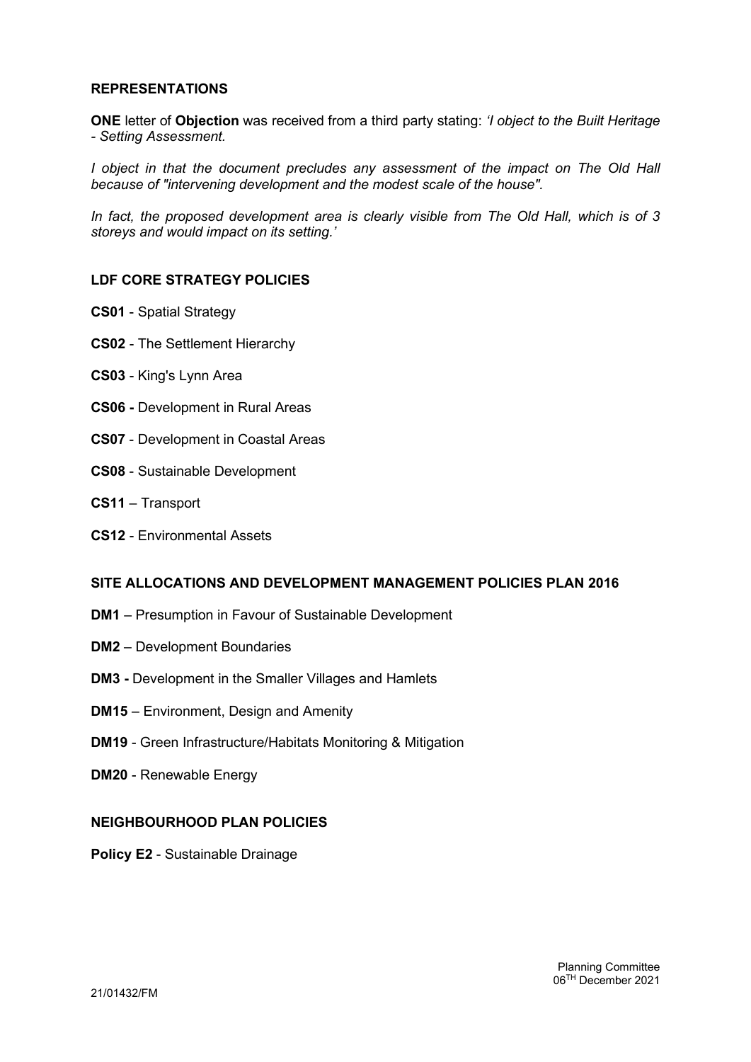## REPRESENTATIONS

**ONE** letter of **Objection** was received from a third party stating: *'I object to the Built Heritage - Setting Assessment.*

*I object in that the document precludes any assessment of the impact on The Old Hall because of "intervening development and the modest scale of the house".*

*In fact, the proposed development area is clearly visible from The Old Hall, which is of 3 storeys and would impact on its setting.'*

## LDF CORE STRATEGY POLICIES

**CS01** - Spatial Strategy

**CS02** - The Settlement Hierarchy

**CS03** - King's Lynn Area

**CS06 -** Development in Rural Areas

**CS07** - Development in Coastal Areas

**CS08** - Sustainable Development

**CS11** – Transport

**CS12** - Environmental Assets

## SITE ALLOCATIONS AND DEVELOPMENT MANAGEMENT POLICIES PLAN 2016

**DM1** – Presumption in Favour of Sustainable Development

**DM2** – Development Boundaries

**DM3 -** Development in the Smaller Villages and Hamlets

**DM15** – Environment, Design and Amenity

**DM19** - Green Infrastructure/Habitats Monitoring & Mitigation

**DM20** - Renewable Energy

## NEIGHBOURHOOD PLAN POLICIES

**Policy E2** - Sustainable Drainage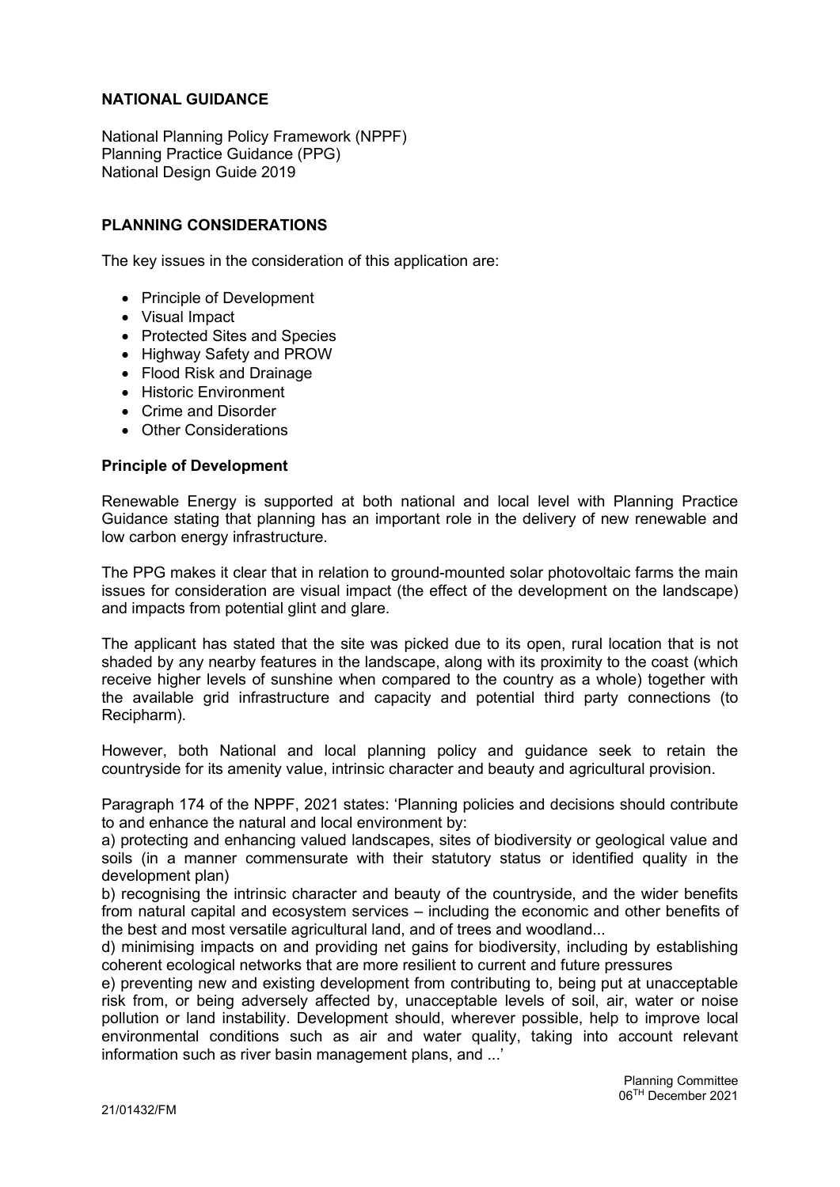**NATIONAL GUIDANCE**

National Planning Policy Framework (NPPF)
Planning Practice Guidance (PPG)
National Design Guide 2019

**PLANNING CONSIDERATIONS**

The key issues in the consideration of this application are:

- Principle of Development
- Visual Impact
- Protected Sites and Species
- Highway Safety and PROW
- Flood Risk and Drainage
- Historic Environment
- Crime and Disorder
- Other Considerations

**Principle of Development**

Renewable Energy is supported at both national and local level with Planning Practice Guidance stating that planning has an important role in the delivery of new renewable and low carbon energy infrastructure.

The PPG makes it clear that in relation to ground-mounted solar photovoltaic farms the main issues for consideration are visual impact (the effect of the development on the landscape) and impacts from potential glint and glare.

The applicant has stated that the site was picked due to its open, rural location that is not shaded by any nearby features in the landscape, along with its proximity to the coast (which receive higher levels of sunshine when compared to the country as a whole) together with the available grid infrastructure and capacity and potential third party connections (to Recipharm).

However, both National and local planning policy and guidance seek to retain the countryside for its amenity value, intrinsic character and beauty and agricultural provision.

Paragraph 174 of the NPPF, 2021 states: 'Planning policies and decisions should contribute to and enhance the natural and local environment by:
a) protecting and enhancing valued landscapes, sites of biodiversity or geological value and soils (in a manner commensurate with their statutory status or identified quality in the development plan)
b) recognising the intrinsic character and beauty of the countryside, and the wider benefits from natural capital and ecosystem services – including the economic and other benefits of the best and most versatile agricultural land, and of trees and woodland...
d) minimising impacts on and providing net gains for biodiversity, including by establishing coherent ecological networks that are more resilient to current and future pressures
e) preventing new and existing development from contributing to, being put at unacceptable risk from, or being adversely affected by, unacceptable levels of soil, air, water or noise pollution or land instability. Development should, wherever possible, help to improve local environmental conditions such as air and water quality, taking into account relevant information such as river basin management plans, and ...'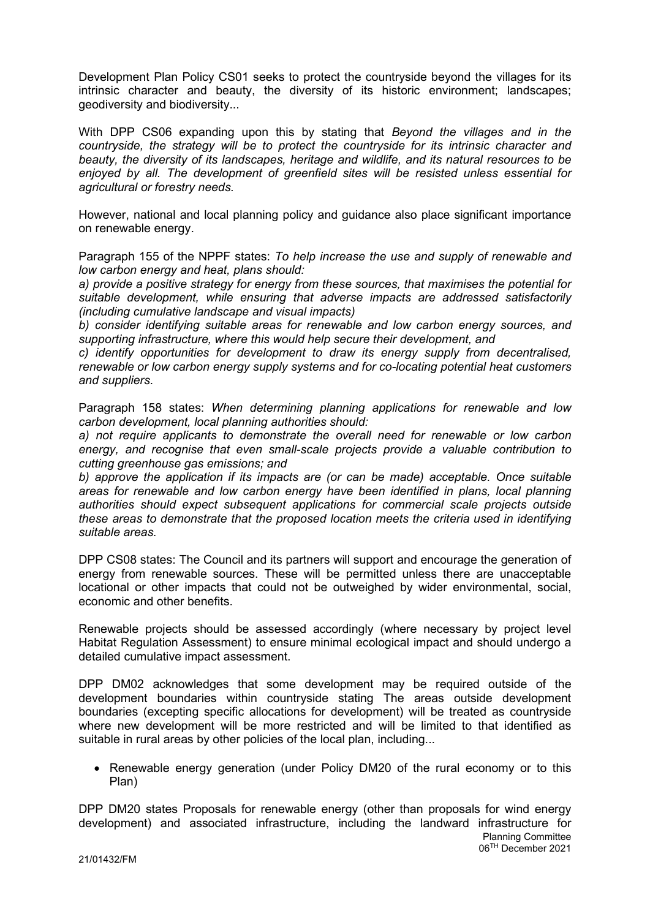Development Plan Policy CS01 seeks to protect the countryside beyond the villages for its intrinsic character and beauty, the diversity of its historic environment; landscapes; geodiversity and biodiversity...

With DPP CS06 expanding upon this by stating that *Beyond the villages and in the countryside, the strategy will be to protect the countryside for its intrinsic character and beauty, the diversity of its landscapes, heritage and wildlife, and its natural resources to be enjoyed by all. The development of greenfield sites will be resisted unless essential for agricultural or forestry needs.*

However, national and local planning policy and guidance also place significant importance on renewable energy.

Paragraph 155 of the NPPF states: *To help increase the use and supply of renewable and low carbon energy and heat, plans should:*
*a) provide a positive strategy for energy from these sources, that maximises the potential for suitable development, while ensuring that adverse impacts are addressed satisfactorily (including cumulative landscape and visual impacts)*
*b) consider identifying suitable areas for renewable and low carbon energy sources, and supporting infrastructure, where this would help secure their development, and*
*c) identify opportunities for development to draw its energy supply from decentralised, renewable or low carbon energy supply systems and for co-locating potential heat customers and suppliers.*

Paragraph 158 states: *When determining planning applications for renewable and low carbon development, local planning authorities should:*
*a) not require applicants to demonstrate the overall need for renewable or low carbon energy, and recognise that even small-scale projects provide a valuable contribution to cutting greenhouse gas emissions; and*
*b) approve the application if its impacts are (or can be made) acceptable. Once suitable areas for renewable and low carbon energy have been identified in plans, local planning authorities should expect subsequent applications for commercial scale projects outside these areas to demonstrate that the proposed location meets the criteria used in identifying suitable areas.*

DPP CS08 states: The Council and its partners will support and encourage the generation of energy from renewable sources. These will be permitted unless there are unacceptable locational or other impacts that could not be outweighed by wider environmental, social, economic and other benefits.

Renewable projects should be assessed accordingly (where necessary by project level Habitat Regulation Assessment) to ensure minimal ecological impact and should undergo a detailed cumulative impact assessment.

DPP DM02 acknowledges that some development may be required outside of the development boundaries within countryside stating The areas outside development boundaries (excepting specific allocations for development) will be treated as countryside where new development will be more restricted and will be limited to that identified as suitable in rural areas by other policies of the local plan, including...

- Renewable energy generation (under Policy DM20 of the rural economy or to this Plan)

DPP DM20 states Proposals for renewable energy (other than proposals for wind energy development) and associated infrastructure, including the landward infrastructure for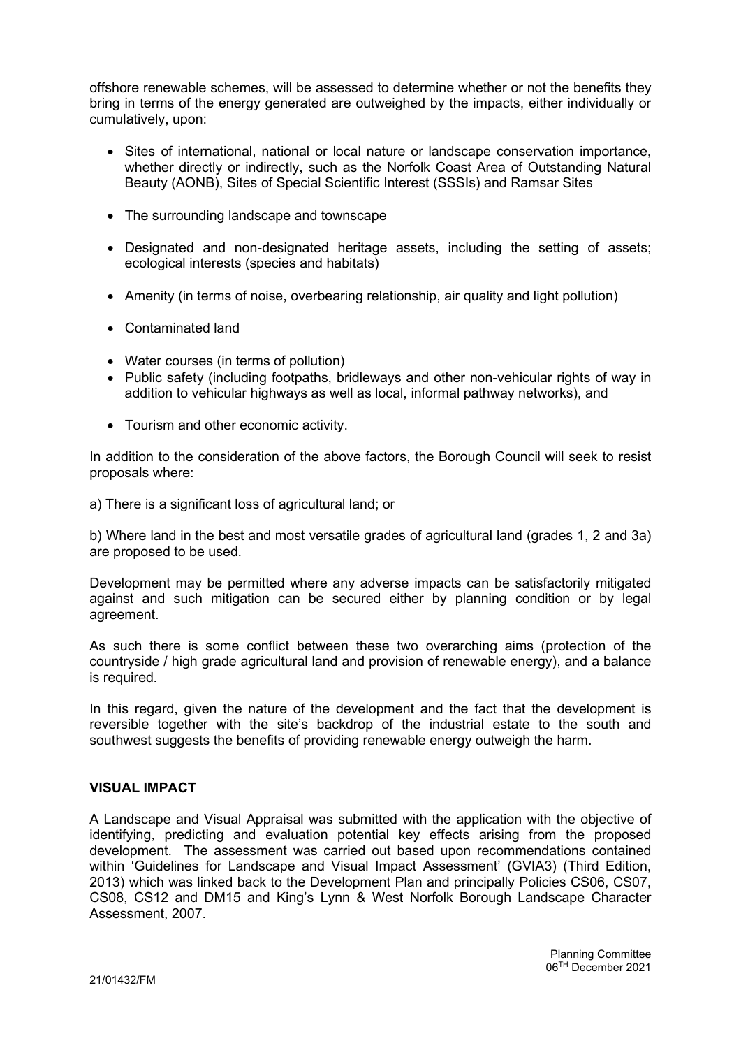offshore renewable schemes, will be assessed to determine whether or not the benefits they bring in terms of the energy generated are outweighed by the impacts, either individually or cumulatively, upon:

- Sites of international, national or local nature or landscape conservation importance, whether directly or indirectly, such as the Norfolk Coast Area of Outstanding Natural Beauty (AONB), Sites of Special Scientific Interest (SSSIs) and Ramsar Sites
- The surrounding landscape and townscape
- Designated and non-designated heritage assets, including the setting of assets; ecological interests (species and habitats)
- Amenity (in terms of noise, overbearing relationship, air quality and light pollution)
- Contaminated land
- Water courses (in terms of pollution)
- Public safety (including footpaths, bridleways and other non-vehicular rights of way in addition to vehicular highways as well as local, informal pathway networks), and
- Tourism and other economic activity.

In addition to the consideration of the above factors, the Borough Council will seek to resist proposals where:

a) There is a significant loss of agricultural land; or

b) Where land in the best and most versatile grades of agricultural land (grades 1, 2 and 3a) are proposed to be used.

Development may be permitted where any adverse impacts can be satisfactorily mitigated against and such mitigation can be secured either by planning condition or by legal agreement.

As such there is some conflict between these two overarching aims (protection of the countryside / high grade agricultural land and provision of renewable energy), and a balance is required.

In this regard, given the nature of the development and the fact that the development is reversible together with the site's backdrop of the industrial estate to the south and southwest suggests the benefits of providing renewable energy outweigh the harm.

## VISUAL IMPACT

A Landscape and Visual Appraisal was submitted with the application with the objective of identifying, predicting and evaluation potential key effects arising from the proposed development. The assessment was carried out based upon recommendations contained within 'Guidelines for Landscape and Visual Impact Assessment' (GVIA3) (Third Edition, 2013) which was linked back to the Development Plan and principally Policies CS06, CS07, CS08, CS12 and DM15 and King's Lynn & West Norfolk Borough Landscape Character Assessment, 2007.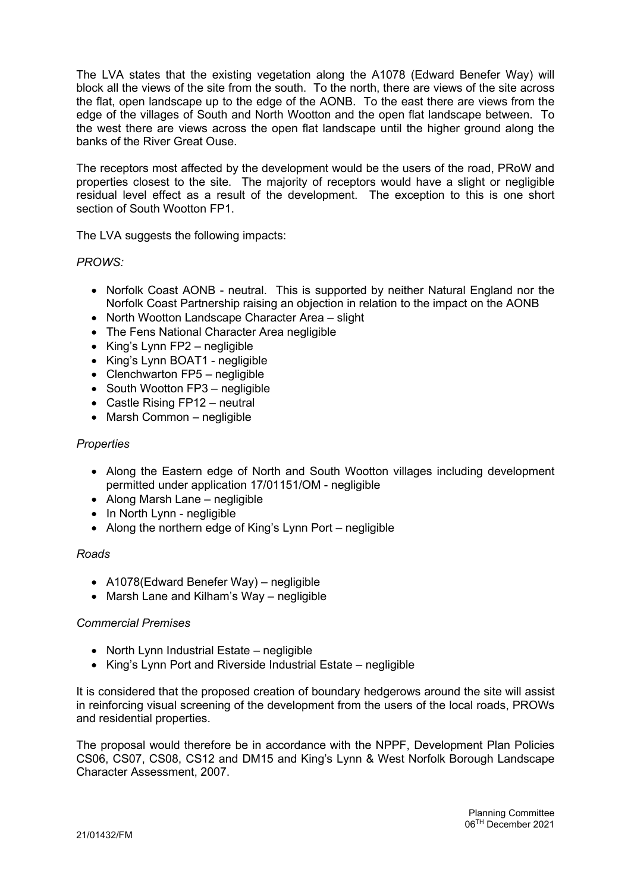The LVA states that the existing vegetation along the A1078 (Edward Benefer Way) will block all the views of the site from the south. To the north, there are views of the site across the flat, open landscape up to the edge of the AONB. To the east there are views from the edge of the villages of South and North Wootton and the open flat landscape between. To the west there are views across the open flat landscape until the higher ground along the banks of the River Great Ouse.

The receptors most affected by the development would be the users of the road, PRoW and properties closest to the site. The majority of receptors would have a slight or negligible residual level effect as a result of the development. The exception to this is one short section of South Wootton FP1.

The LVA suggests the following impacts:

*PROWS:*

- Norfolk Coast AONB - neutral. This is supported by neither Natural England nor the Norfolk Coast Partnership raising an objection in relation to the impact on the AONB
- North Wootton Landscape Character Area – slight
- The Fens National Character Area negligible
- King's Lynn FP2 – negligible
- King's Lynn BOAT1 - negligible
- Clenchwarton FP5 – negligible
- South Wootton FP3 – negligible
- Castle Rising FP12 – neutral
- Marsh Common – negligible

*Properties*

- Along the Eastern edge of North and South Wootton villages including development permitted under application 17/01151/OM - negligible
- Along Marsh Lane – negligible
- In North Lynn - negligible
- Along the northern edge of King's Lynn Port – negligible

*Roads*

- A1078(Edward Benefer Way) – negligible
- Marsh Lane and Kilham's Way – negligible

*Commercial Premises*

- North Lynn Industrial Estate – negligible
- King's Lynn Port and Riverside Industrial Estate – negligible

It is considered that the proposed creation of boundary hedgerows around the site will assist in reinforcing visual screening of the development from the users of the local roads, PROWs and residential properties.

The proposal would therefore be in accordance with the NPPF, Development Plan Policies CS06, CS07, CS08, CS12 and DM15 and King's Lynn & West Norfolk Borough Landscape Character Assessment, 2007.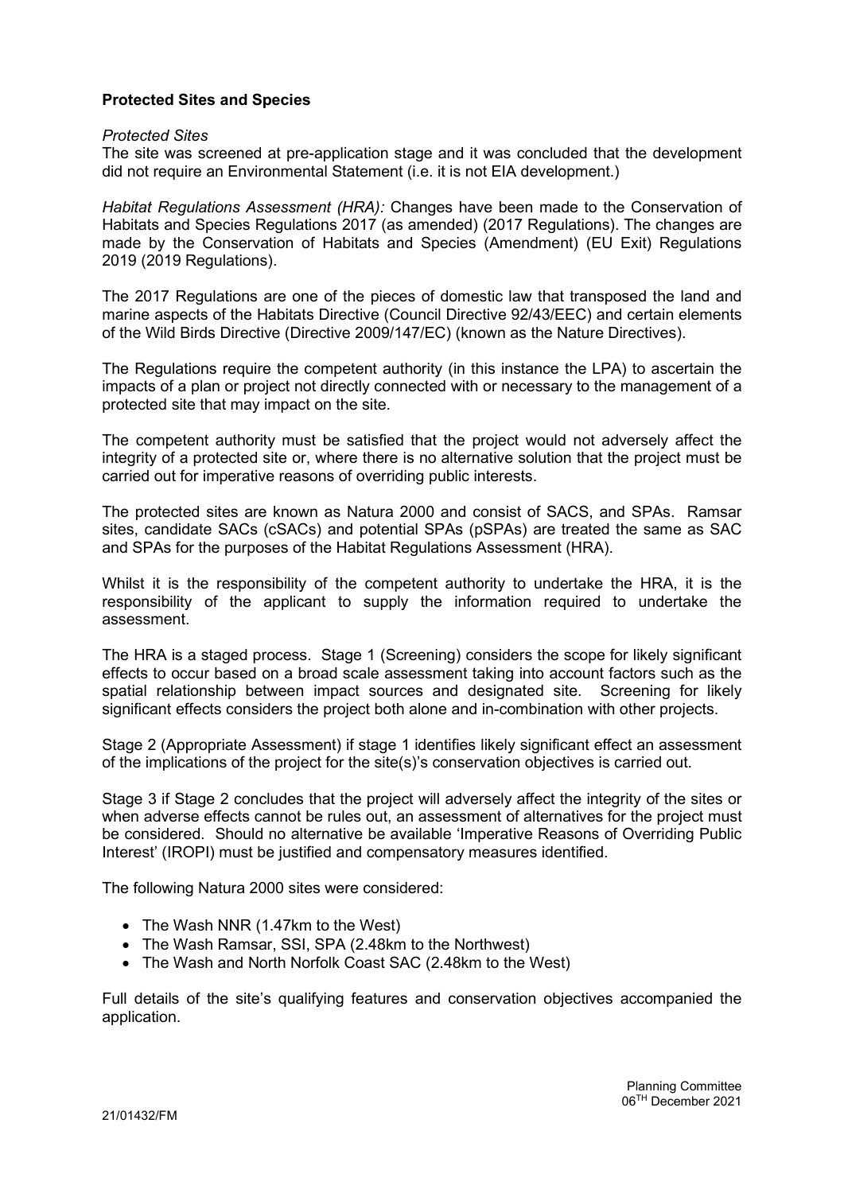**Protected Sites and Species**

*Protected Sites*
The site was screened at pre-application stage and it was concluded that the development did not require an Environmental Statement (i.e. it is not EIA development.)

*Habitat Regulations Assessment (HRA):* Changes have been made to the Conservation of Habitats and Species Regulations 2017 (as amended) (2017 Regulations). The changes are made by the Conservation of Habitats and Species (Amendment) (EU Exit) Regulations 2019 (2019 Regulations).

The 2017 Regulations are one of the pieces of domestic law that transposed the land and marine aspects of the Habitats Directive (Council Directive 92/43/EEC) and certain elements of the Wild Birds Directive (Directive 2009/147/EC) (known as the Nature Directives).

The Regulations require the competent authority (in this instance the LPA) to ascertain the impacts of a plan or project not directly connected with or necessary to the management of a protected site that may impact on the site.

The competent authority must be satisfied that the project would not adversely affect the integrity of a protected site or, where there is no alternative solution that the project must be carried out for imperative reasons of overriding public interests.

The protected sites are known as Natura 2000 and consist of SACS, and SPAs. Ramsar sites, candidate SACs (cSACs) and potential SPAs (pSPAs) are treated the same as SAC and SPAs for the purposes of the Habitat Regulations Assessment (HRA).

Whilst it is the responsibility of the competent authority to undertake the HRA, it is the responsibility of the applicant to supply the information required to undertake the assessment.

The HRA is a staged process. Stage 1 (Screening) considers the scope for likely significant effects to occur based on a broad scale assessment taking into account factors such as the spatial relationship between impact sources and designated site. Screening for likely significant effects considers the project both alone and in-combination with other projects.

Stage 2 (Appropriate Assessment) if stage 1 identifies likely significant effect an assessment of the implications of the project for the site(s)'s conservation objectives is carried out.

Stage 3 if Stage 2 concludes that the project will adversely affect the integrity of the sites or when adverse effects cannot be rules out, an assessment of alternatives for the project must be considered. Should no alternative be available 'Imperative Reasons of Overriding Public Interest' (IROPI) must be justified and compensatory measures identified.

The following Natura 2000 sites were considered:

- The Wash NNR (1.47km to the West)
- The Wash Ramsar, SSI, SPA (2.48km to the Northwest)
- The Wash and North Norfolk Coast SAC (2.48km to the West)

Full details of the site's qualifying features and conservation objectives accompanied the application.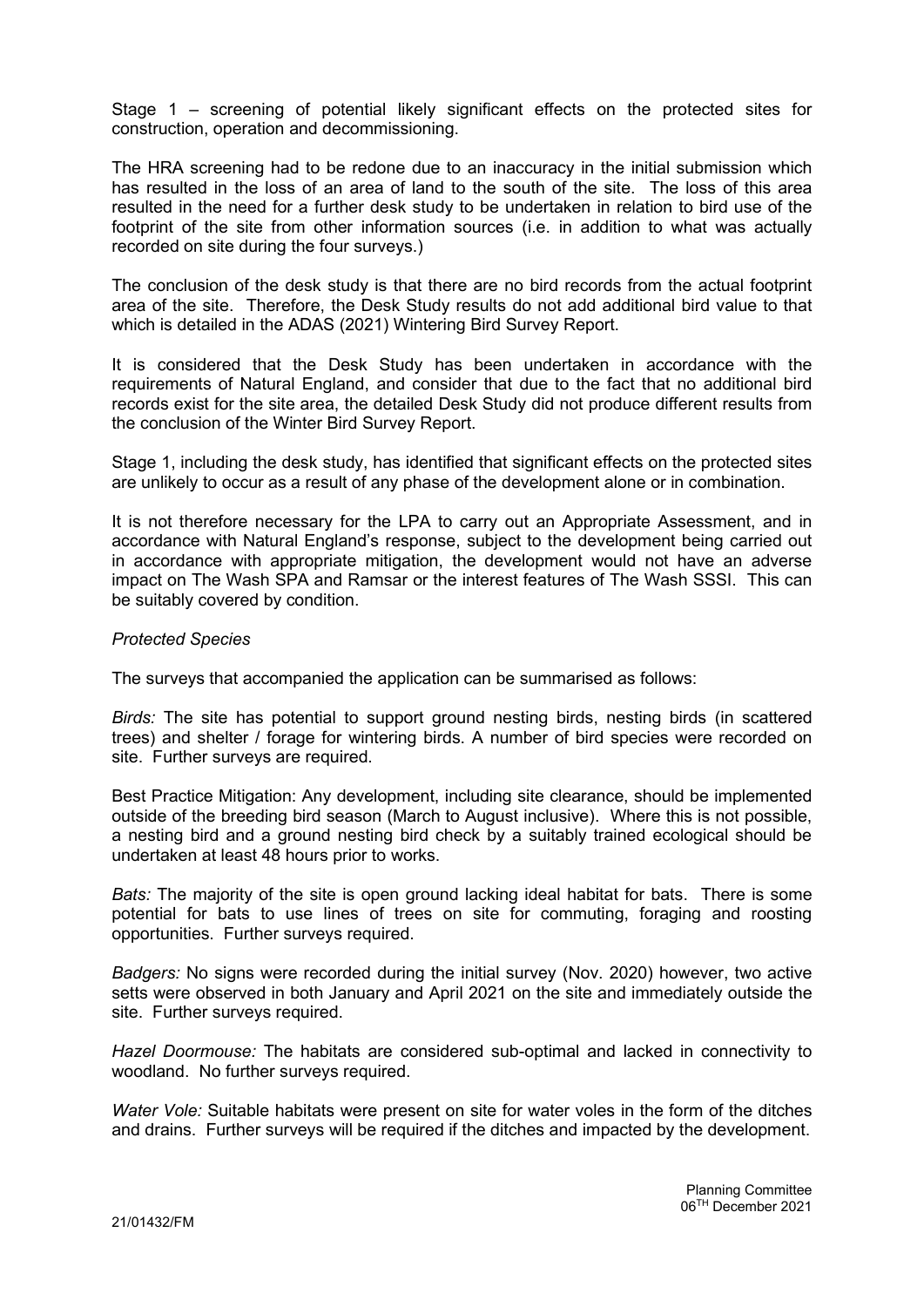Stage 1 – screening of potential likely significant effects on the protected sites for construction, operation and decommissioning.

The HRA screening had to be redone due to an inaccuracy in the initial submission which has resulted in the loss of an area of land to the south of the site. The loss of this area resulted in the need for a further desk study to be undertaken in relation to bird use of the footprint of the site from other information sources (i.e. in addition to what was actually recorded on site during the four surveys.)

The conclusion of the desk study is that there are no bird records from the actual footprint area of the site. Therefore, the Desk Study results do not add additional bird value to that which is detailed in the ADAS (2021) Wintering Bird Survey Report.

It is considered that the Desk Study has been undertaken in accordance with the requirements of Natural England, and consider that due to the fact that no additional bird records exist for the site area, the detailed Desk Study did not produce different results from the conclusion of the Winter Bird Survey Report.

Stage 1, including the desk study, has identified that significant effects on the protected sites are unlikely to occur as a result of any phase of the development alone or in combination.

It is not therefore necessary for the LPA to carry out an Appropriate Assessment, and in accordance with Natural England's response, subject to the development being carried out in accordance with appropriate mitigation, the development would not have an adverse impact on The Wash SPA and Ramsar or the interest features of The Wash SSSI. This can be suitably covered by condition.

*Protected Species*

The surveys that accompanied the application can be summarised as follows:

*Birds:* The site has potential to support ground nesting birds, nesting birds (in scattered trees) and shelter / forage for wintering birds. A number of bird species were recorded on site. Further surveys are required.

Best Practice Mitigation: Any development, including site clearance, should be implemented outside of the breeding bird season (March to August inclusive). Where this is not possible, a nesting bird and a ground nesting bird check by a suitably trained ecological should be undertaken at least 48 hours prior to works.

*Bats:* The majority of the site is open ground lacking ideal habitat for bats. There is some potential for bats to use lines of trees on site for commuting, foraging and roosting opportunities. Further surveys required.

*Badgers:* No signs were recorded during the initial survey (Nov. 2020) however, two active setts were observed in both January and April 2021 on the site and immediately outside the site. Further surveys required.

*Hazel Doormouse:* The habitats are considered sub-optimal and lacked in connectivity to woodland. No further surveys required.

*Water Vole:* Suitable habitats were present on site for water voles in the form of the ditches and drains. Further surveys will be required if the ditches and impacted by the development.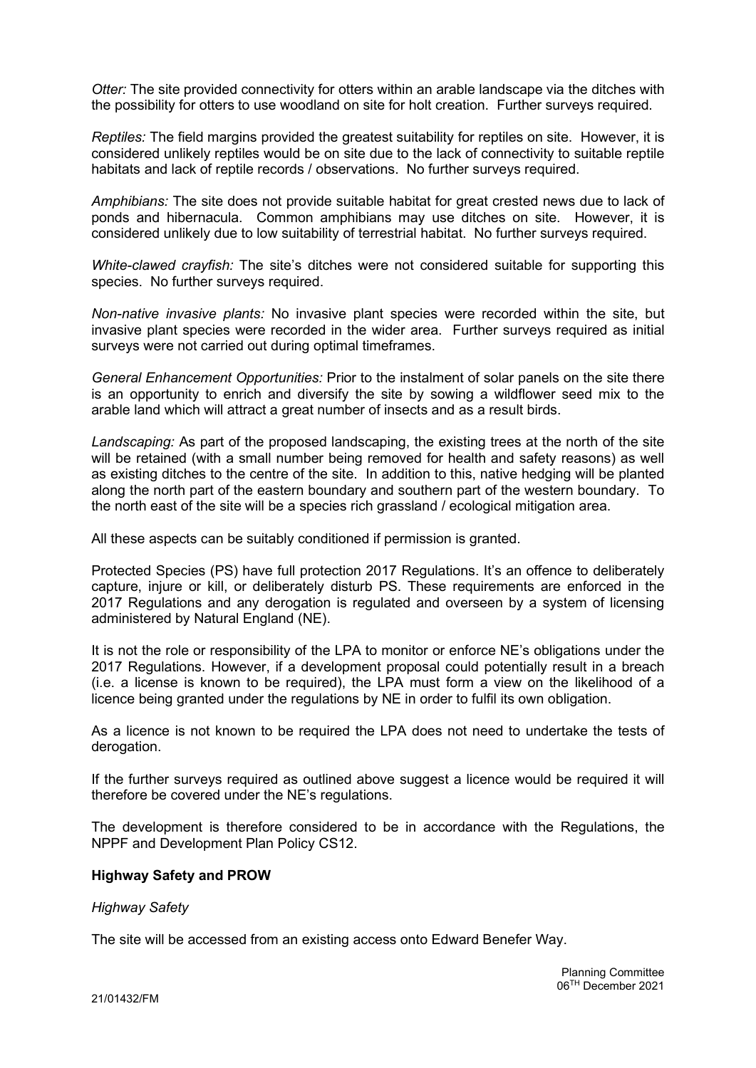*Otter:* The site provided connectivity for otters within an arable landscape via the ditches with the possibility for otters to use woodland on site for holt creation. Further surveys required.

*Reptiles:* The field margins provided the greatest suitability for reptiles on site. However, it is considered unlikely reptiles would be on site due to the lack of connectivity to suitable reptile habitats and lack of reptile records / observations. No further surveys required.

*Amphibians:* The site does not provide suitable habitat for great crested news due to lack of ponds and hibernacula. Common amphibians may use ditches on site. However, it is considered unlikely due to low suitability of terrestrial habitat. No further surveys required.

*White-clawed crayfish:* The site's ditches were not considered suitable for supporting this species. No further surveys required.

*Non-native invasive plants:* No invasive plant species were recorded within the site, but invasive plant species were recorded in the wider area. Further surveys required as initial surveys were not carried out during optimal timeframes.

*General Enhancement Opportunities:* Prior to the instalment of solar panels on the site there is an opportunity to enrich and diversify the site by sowing a wildflower seed mix to the arable land which will attract a great number of insects and as a result birds.

*Landscaping:* As part of the proposed landscaping, the existing trees at the north of the site will be retained (with a small number being removed for health and safety reasons) as well as existing ditches to the centre of the site. In addition to this, native hedging will be planted along the north part of the eastern boundary and southern part of the western boundary. To the north east of the site will be a species rich grassland / ecological mitigation area.

All these aspects can be suitably conditioned if permission is granted.

Protected Species (PS) have full protection 2017 Regulations. It's an offence to deliberately capture, injure or kill, or deliberately disturb PS. These requirements are enforced in the 2017 Regulations and any derogation is regulated and overseen by a system of licensing administered by Natural England (NE).

It is not the role or responsibility of the LPA to monitor or enforce NE's obligations under the 2017 Regulations. However, if a development proposal could potentially result in a breach (i.e. a license is known to be required), the LPA must form a view on the likelihood of a licence being granted under the regulations by NE in order to fulfil its own obligation.

As a licence is not known to be required the LPA does not need to undertake the tests of derogation.

If the further surveys required as outlined above suggest a licence would be required it will therefore be covered under the NE's regulations.

The development is therefore considered to be in accordance with the Regulations, the NPPF and Development Plan Policy CS12.

**Highway Safety and PROW**

*Highway Safety*

The site will be accessed from an existing access onto Edward Benefer Way.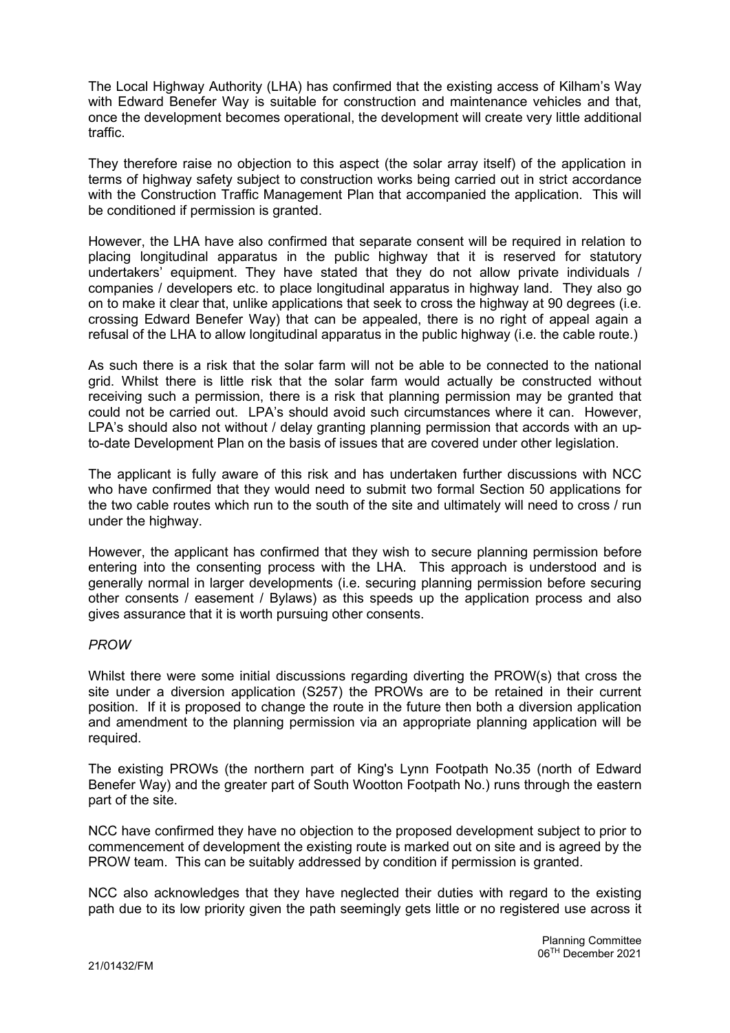The Local Highway Authority (LHA) has confirmed that the existing access of Kilham's Way with Edward Benefer Way is suitable for construction and maintenance vehicles and that, once the development becomes operational, the development will create very little additional traffic.

They therefore raise no objection to this aspect (the solar array itself) of the application in terms of highway safety subject to construction works being carried out in strict accordance with the Construction Traffic Management Plan that accompanied the application. This will be conditioned if permission is granted.

However, the LHA have also confirmed that separate consent will be required in relation to placing longitudinal apparatus in the public highway that it is reserved for statutory undertakers' equipment. They have stated that they do not allow private individuals / companies / developers etc. to place longitudinal apparatus in highway land. They also go on to make it clear that, unlike applications that seek to cross the highway at 90 degrees (i.e. crossing Edward Benefer Way) that can be appealed, there is no right of appeal again a refusal of the LHA to allow longitudinal apparatus in the public highway (i.e. the cable route.)

As such there is a risk that the solar farm will not be able to be connected to the national grid. Whilst there is little risk that the solar farm would actually be constructed without receiving such a permission, there is a risk that planning permission may be granted that could not be carried out. LPA's should avoid such circumstances where it can. However, LPA's should also not without / delay granting planning permission that accords with an up-to-date Development Plan on the basis of issues that are covered under other legislation.

The applicant is fully aware of this risk and has undertaken further discussions with NCC who have confirmed that they would need to submit two formal Section 50 applications for the two cable routes which run to the south of the site and ultimately will need to cross / run under the highway.

However, the applicant has confirmed that they wish to secure planning permission before entering into the consenting process with the LHA. This approach is understood and is generally normal in larger developments (i.e. securing planning permission before securing other consents / easement / Bylaws) as this speeds up the application process and also gives assurance that it is worth pursuing other consents.

*PROW*

Whilst there were some initial discussions regarding diverting the PROW(s) that cross the site under a diversion application (S257) the PROWs are to be retained in their current position. If it is proposed to change the route in the future then both a diversion application and amendment to the planning permission via an appropriate planning application will be required.

The existing PROWs (the northern part of King's Lynn Footpath No.35 (north of Edward Benefer Way) and the greater part of South Wootton Footpath No.) runs through the eastern part of the site.

NCC have confirmed they have no objection to the proposed development subject to prior to commencement of development the existing route is marked out on site and is agreed by the PROW team. This can be suitably addressed by condition if permission is granted.

NCC also acknowledges that they have neglected their duties with regard to the existing path due to its low priority given the path seemingly gets little or no registered use across it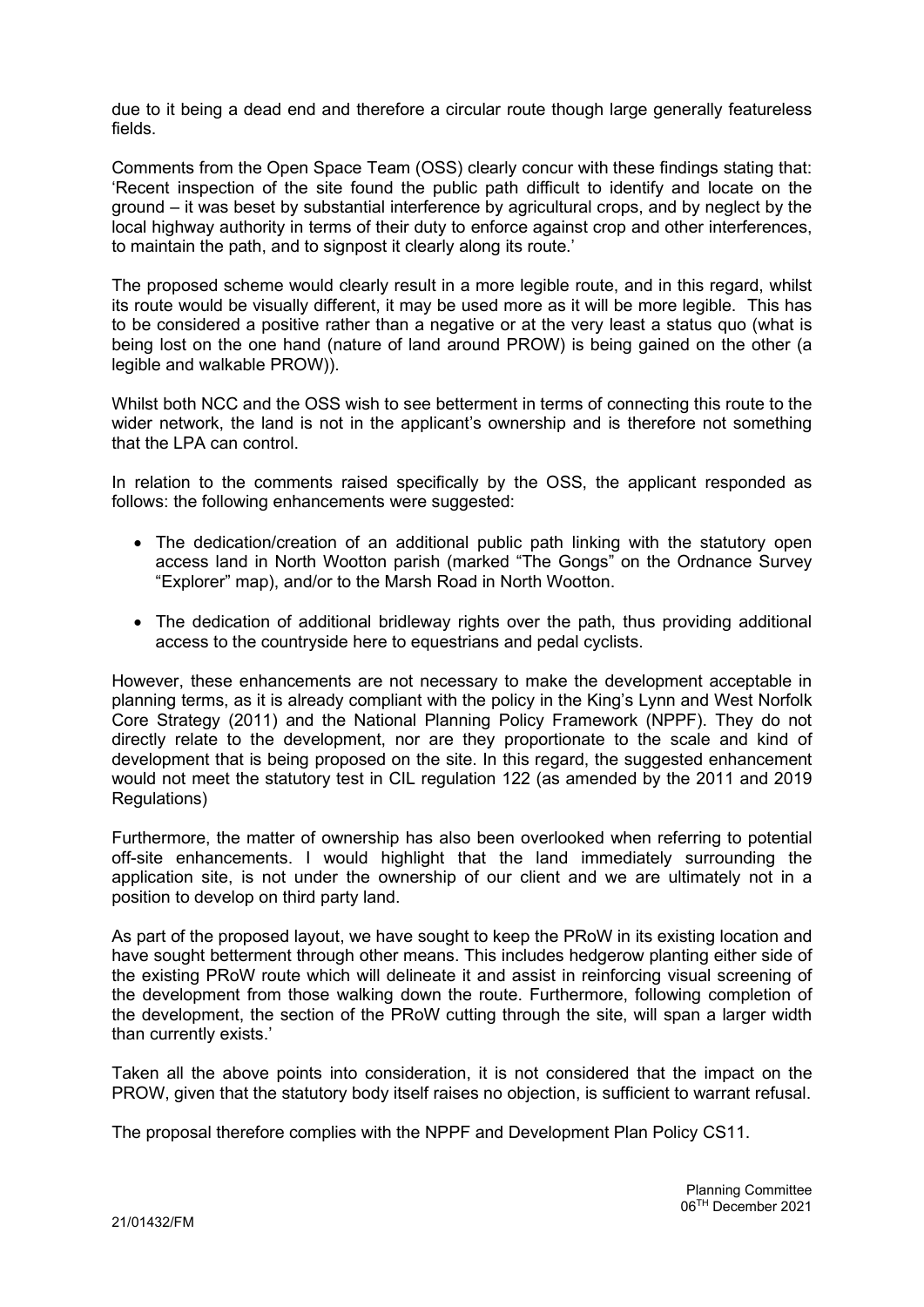due to it being a dead end and therefore a circular route though large generally featureless fields.

Comments from the Open Space Team (OSS) clearly concur with these findings stating that: 'Recent inspection of the site found the public path difficult to identify and locate on the ground – it was beset by substantial interference by agricultural crops, and by neglect by the local highway authority in terms of their duty to enforce against crop and other interferences, to maintain the path, and to signpost it clearly along its route.'

The proposed scheme would clearly result in a more legible route, and in this regard, whilst its route would be visually different, it may be used more as it will be more legible. This has to be considered a positive rather than a negative or at the very least a status quo (what is being lost on the one hand (nature of land around PROW) is being gained on the other (a legible and walkable PROW)).

Whilst both NCC and the OSS wish to see betterment in terms of connecting this route to the wider network, the land is not in the applicant's ownership and is therefore not something that the LPA can control.

In relation to the comments raised specifically by the OSS, the applicant responded as follows: the following enhancements were suggested:

- The dedication/creation of an additional public path linking with the statutory open access land in North Wootton parish (marked "The Gongs" on the Ordnance Survey "Explorer" map), and/or to the Marsh Road in North Wootton.
- The dedication of additional bridleway rights over the path, thus providing additional access to the countryside here to equestrians and pedal cyclists.

However, these enhancements are not necessary to make the development acceptable in planning terms, as it is already compliant with the policy in the King's Lynn and West Norfolk Core Strategy (2011) and the National Planning Policy Framework (NPPF). They do not directly relate to the development, nor are they proportionate to the scale and kind of development that is being proposed on the site. In this regard, the suggested enhancement would not meet the statutory test in CIL regulation 122 (as amended by the 2011 and 2019 Regulations)

Furthermore, the matter of ownership has also been overlooked when referring to potential off-site enhancements. I would highlight that the land immediately surrounding the application site, is not under the ownership of our client and we are ultimately not in a position to develop on third party land.

As part of the proposed layout, we have sought to keep the PRoW in its existing location and have sought betterment through other means. This includes hedgerow planting either side of the existing PRoW route which will delineate it and assist in reinforcing visual screening of the development from those walking down the route. Furthermore, following completion of the development, the section of the PRoW cutting through the site, will span a larger width than currently exists.'

Taken all the above points into consideration, it is not considered that the impact on the PROW, given that the statutory body itself raises no objection, is sufficient to warrant refusal.

The proposal therefore complies with the NPPF and Development Plan Policy CS11.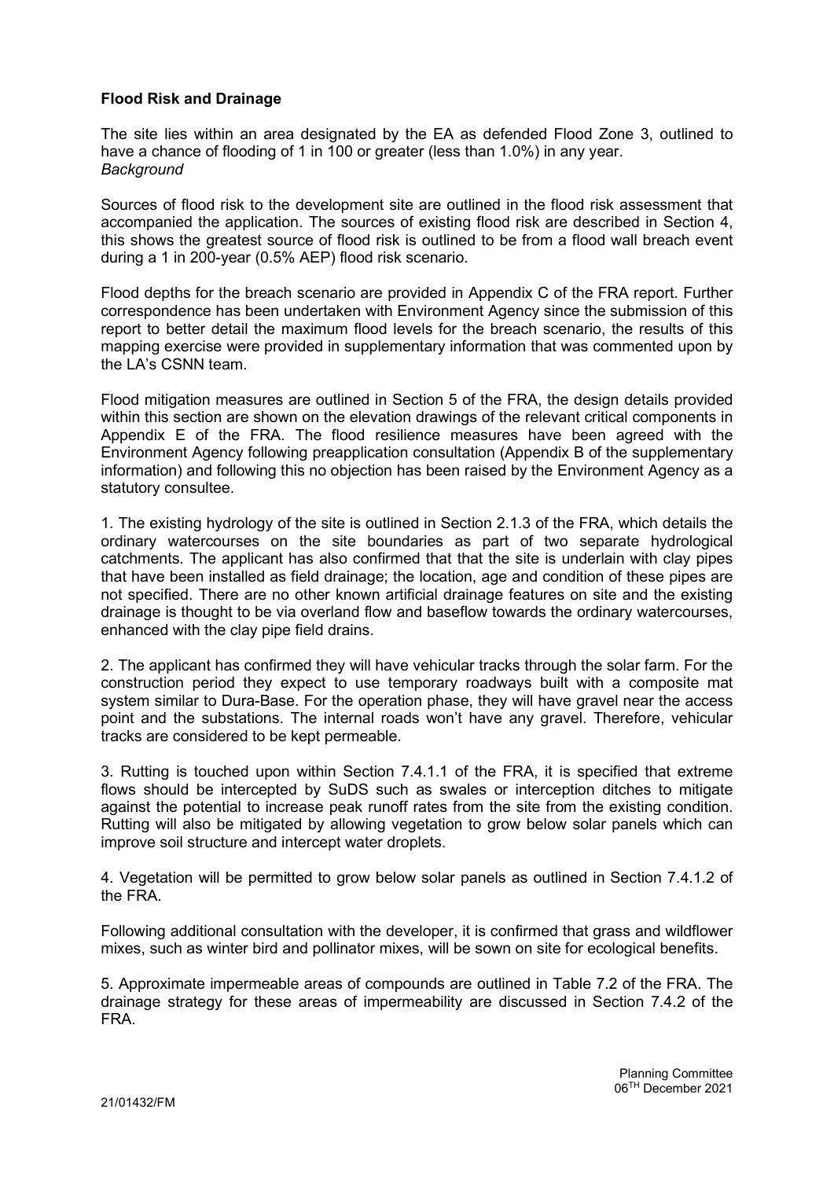**Flood Risk and Drainage**

The site lies within an area designated by the EA as defended Flood Zone 3, outlined to have a chance of flooding of 1 in 100 or greater (less than 1.0%) in any year.
*Background*

Sources of flood risk to the development site are outlined in the flood risk assessment that accompanied the application. The sources of existing flood risk are described in Section 4, this shows the greatest source of flood risk is outlined to be from a flood wall breach event during a 1 in 200-year (0.5% AEP) flood risk scenario.

Flood depths for the breach scenario are provided in Appendix C of the FRA report. Further correspondence has been undertaken with Environment Agency since the submission of this report to better detail the maximum flood levels for the breach scenario, the results of this mapping exercise were provided in supplementary information that was commented upon by the LA's CSNN team.

Flood mitigation measures are outlined in Section 5 of the FRA, the design details provided within this section are shown on the elevation drawings of the relevant critical components in Appendix E of the FRA. The flood resilience measures have been agreed with the Environment Agency following preapplication consultation (Appendix B of the supplementary information) and following this no objection has been raised by the Environment Agency as a statutory consultee.

1. The existing hydrology of the site is outlined in Section 2.1.3 of the FRA, which details the ordinary watercourses on the site boundaries as part of two separate hydrological catchments. The applicant has also confirmed that that the site is underlain with clay pipes that have been installed as field drainage; the location, age and condition of these pipes are not specified. There are no other known artificial drainage features on site and the existing drainage is thought to be via overland flow and baseflow towards the ordinary watercourses, enhanced with the clay pipe field drains.

2. The applicant has confirmed they will have vehicular tracks through the solar farm. For the construction period they expect to use temporary roadways built with a composite mat system similar to Dura-Base. For the operation phase, they will have gravel near the access point and the substations. The internal roads won't have any gravel. Therefore, vehicular tracks are considered to be kept permeable.

3. Rutting is touched upon within Section 7.4.1.1 of the FRA, it is specified that extreme flows should be intercepted by SuDS such as swales or interception ditches to mitigate against the potential to increase peak runoff rates from the site from the existing condition. Rutting will also be mitigated by allowing vegetation to grow below solar panels which can improve soil structure and intercept water droplets.

4. Vegetation will be permitted to grow below solar panels as outlined in Section 7.4.1.2 of the FRA.

Following additional consultation with the developer, it is confirmed that grass and wildflower mixes, such as winter bird and pollinator mixes, will be sown on site for ecological benefits.

5. Approximate impermeable areas of compounds are outlined in Table 7.2 of the FRA. The drainage strategy for these areas of impermeability are discussed in Section 7.4.2 of the FRA.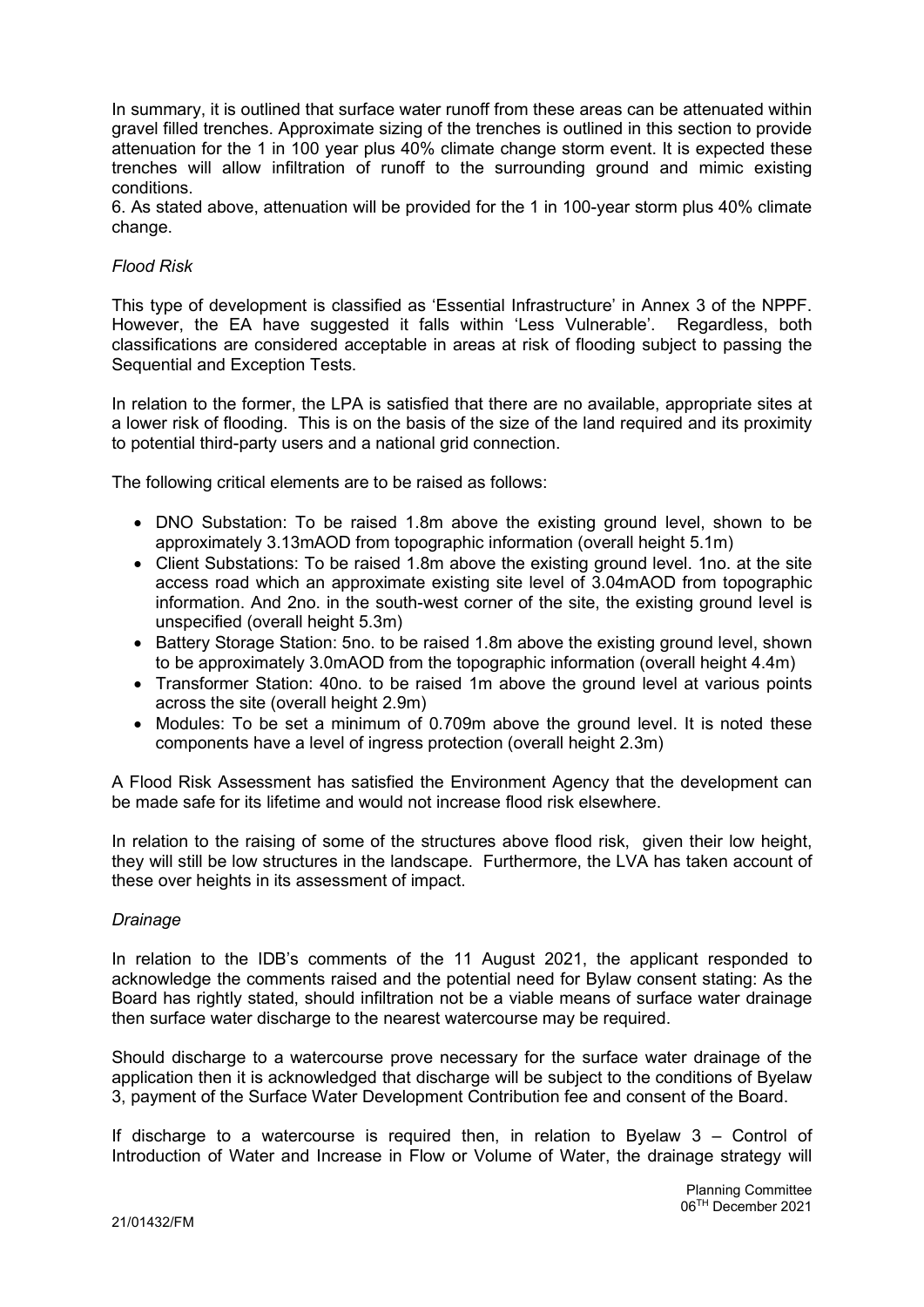In summary, it is outlined that surface water runoff from these areas can be attenuated within gravel filled trenches. Approximate sizing of the trenches is outlined in this section to provide attenuation for the 1 in 100 year plus 40% climate change storm event. It is expected these trenches will allow infiltration of runoff to the surrounding ground and mimic existing conditions.

6. As stated above, attenuation will be provided for the 1 in 100-year storm plus 40% climate change.

*Flood Risk*

This type of development is classified as 'Essential Infrastructure' in Annex 3 of the NPPF. However, the EA have suggested it falls within 'Less Vulnerable'. Regardless, both classifications are considered acceptable in areas at risk of flooding subject to passing the Sequential and Exception Tests.

In relation to the former, the LPA is satisfied that there are no available, appropriate sites at a lower risk of flooding. This is on the basis of the size of the land required and its proximity to potential third-party users and a national grid connection.

The following critical elements are to be raised as follows:

- DNO Substation: To be raised 1.8m above the existing ground level, shown to be approximately 3.13mAOD from topographic information (overall height 5.1m)
- Client Substations: To be raised 1.8m above the existing ground level. 1no. at the site access road which an approximate existing site level of 3.04mAOD from topographic information. And 2no. in the south-west corner of the site, the existing ground level is unspecified (overall height 5.3m)
- Battery Storage Station: 5no. to be raised 1.8m above the existing ground level, shown to be approximately 3.0mAOD from the topographic information (overall height 4.4m)
- Transformer Station: 40no. to be raised 1m above the ground level at various points across the site (overall height 2.9m)
- Modules: To be set a minimum of 0.709m above the ground level. It is noted these components have a level of ingress protection (overall height 2.3m)

A Flood Risk Assessment has satisfied the Environment Agency that the development can be made safe for its lifetime and would not increase flood risk elsewhere.

In relation to the raising of some of the structures above flood risk, given their low height, they will still be low structures in the landscape. Furthermore, the LVA has taken account of these over heights in its assessment of impact.

*Drainage*

In relation to the IDB's comments of the 11 August 2021, the applicant responded to acknowledge the comments raised and the potential need for Bylaw consent stating: As the Board has rightly stated, should infiltration not be a viable means of surface water drainage then surface water discharge to the nearest watercourse may be required.

Should discharge to a watercourse prove necessary for the surface water drainage of the application then it is acknowledged that discharge will be subject to the conditions of Byelaw 3, payment of the Surface Water Development Contribution fee and consent of the Board.

If discharge to a watercourse is required then, in relation to Byelaw 3 – Control of Introduction of Water and Increase in Flow or Volume of Water, the drainage strategy will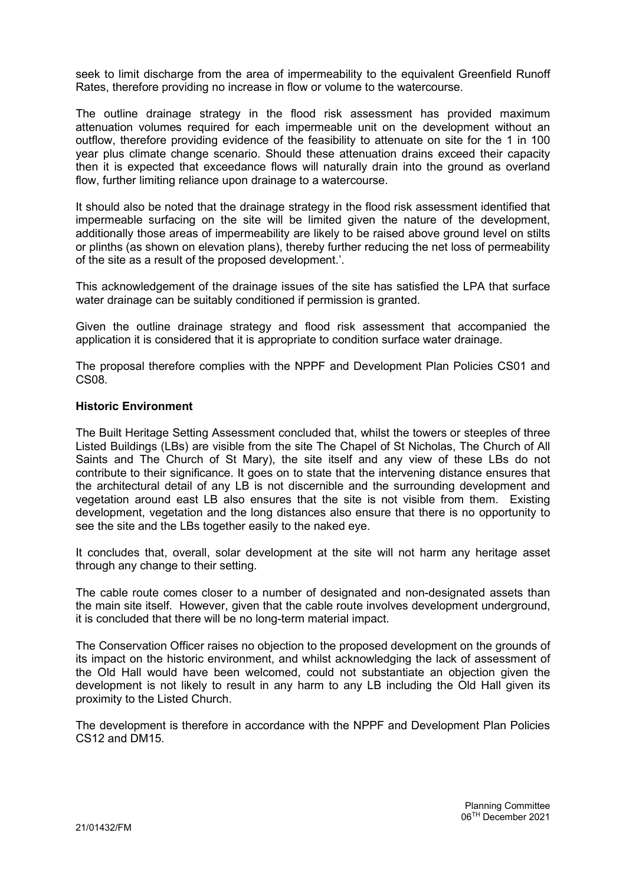seek to limit discharge from the area of impermeability to the equivalent Greenfield Runoff Rates, therefore providing no increase in flow or volume to the watercourse.

The outline drainage strategy in the flood risk assessment has provided maximum attenuation volumes required for each impermeable unit on the development without an outflow, therefore providing evidence of the feasibility to attenuate on site for the 1 in 100 year plus climate change scenario. Should these attenuation drains exceed their capacity then it is expected that exceedance flows will naturally drain into the ground as overland flow, further limiting reliance upon drainage to a watercourse.

It should also be noted that the drainage strategy in the flood risk assessment identified that impermeable surfacing on the site will be limited given the nature of the development, additionally those areas of impermeability are likely to be raised above ground level on stilts or plinths (as shown on elevation plans), thereby further reducing the net loss of permeability of the site as a result of the proposed development.'.

This acknowledgement of the drainage issues of the site has satisfied the LPA that surface water drainage can be suitably conditioned if permission is granted.

Given the outline drainage strategy and flood risk assessment that accompanied the application it is considered that it is appropriate to condition surface water drainage.

The proposal therefore complies with the NPPF and Development Plan Policies CS01 and CS08.

**Historic Environment**

The Built Heritage Setting Assessment concluded that, whilst the towers or steeples of three Listed Buildings (LBs) are visible from the site The Chapel of St Nicholas, The Church of All Saints and The Church of St Mary), the site itself and any view of these LBs do not contribute to their significance. It goes on to state that the intervening distance ensures that the architectural detail of any LB is not discernible and the surrounding development and vegetation around east LB also ensures that the site is not visible from them. Existing development, vegetation and the long distances also ensure that there is no opportunity to see the site and the LBs together easily to the naked eye.

It concludes that, overall, solar development at the site will not harm any heritage asset through any change to their setting.

The cable route comes closer to a number of designated and non-designated assets than the main site itself. However, given that the cable route involves development underground, it is concluded that there will be no long-term material impact.

The Conservation Officer raises no objection to the proposed development on the grounds of its impact on the historic environment, and whilst acknowledging the lack of assessment of the Old Hall would have been welcomed, could not substantiate an objection given the development is not likely to result in any harm to any LB including the Old Hall given its proximity to the Listed Church.

The development is therefore in accordance with the NPPF and Development Plan Policies CS12 and DM15.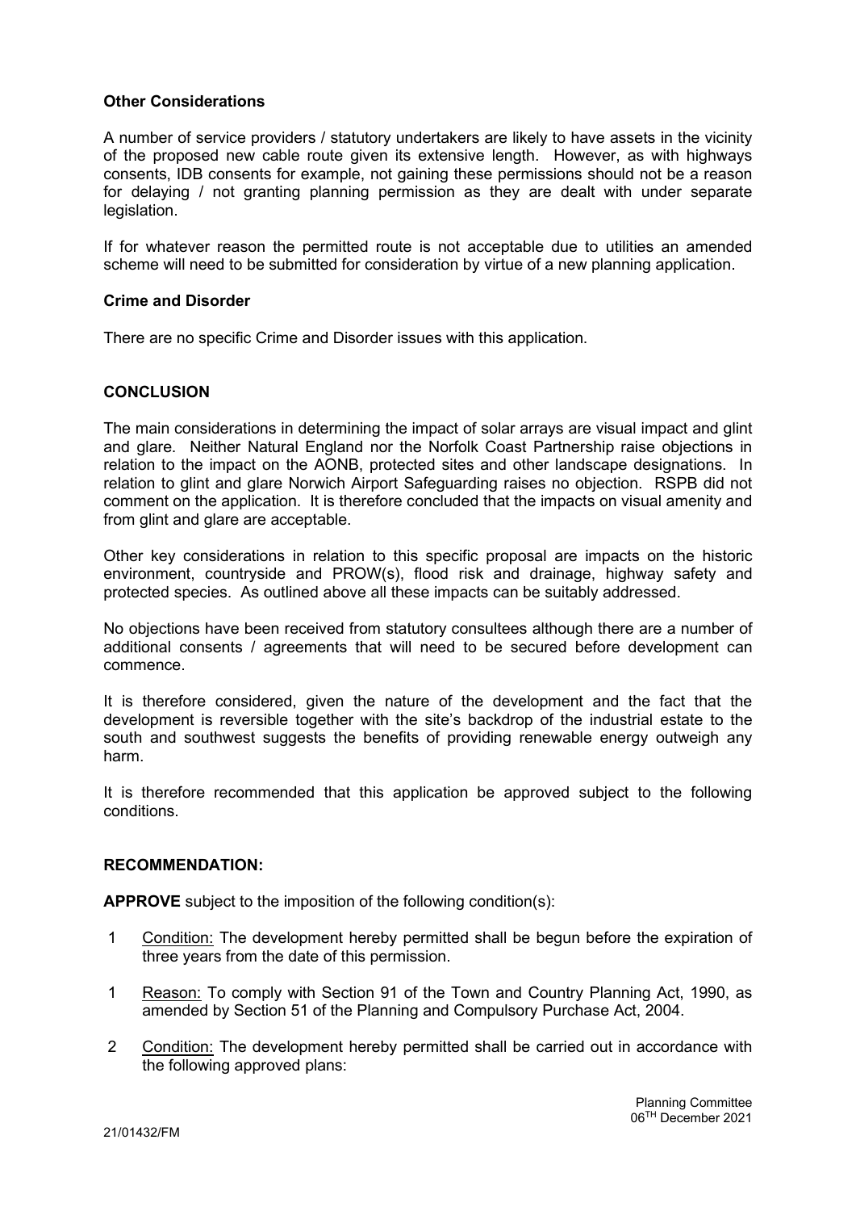**Other Considerations**

A number of service providers / statutory undertakers are likely to have assets in the vicinity of the proposed new cable route given its extensive length. However, as with highways consents, IDB consents for example, not gaining these permissions should not be a reason for delaying / not granting planning permission as they are dealt with under separate legislation.

If for whatever reason the permitted route is not acceptable due to utilities an amended scheme will need to be submitted for consideration by virtue of a new planning application.

**Crime and Disorder**

There are no specific Crime and Disorder issues with this application.

**CONCLUSION**

The main considerations in determining the impact of solar arrays are visual impact and glint and glare. Neither Natural England nor the Norfolk Coast Partnership raise objections in relation to the impact on the AONB, protected sites and other landscape designations. In relation to glint and glare Norwich Airport Safeguarding raises no objection. RSPB did not comment on the application. It is therefore concluded that the impacts on visual amenity and from glint and glare are acceptable.

Other key considerations in relation to this specific proposal are impacts on the historic environment, countryside and PROW(s), flood risk and drainage, highway safety and protected species. As outlined above all these impacts can be suitably addressed.

No objections have been received from statutory consultees although there are a number of additional consents / agreements that will need to be secured before development can commence.

It is therefore considered, given the nature of the development and the fact that the development is reversible together with the site's backdrop of the industrial estate to the south and southwest suggests the benefits of providing renewable energy outweigh any harm.

It is therefore recommended that this application be approved subject to the following conditions.

**RECOMMENDATION:**

**APPROVE** subject to the imposition of the following condition(s):

1 Condition: The development hereby permitted shall be begun before the expiration of three years from the date of this permission.

1 Reason: To comply with Section 91 of the Town and Country Planning Act, 1990, as amended by Section 51 of the Planning and Compulsory Purchase Act, 2004.

2 Condition: The development hereby permitted shall be carried out in accordance with the following approved plans: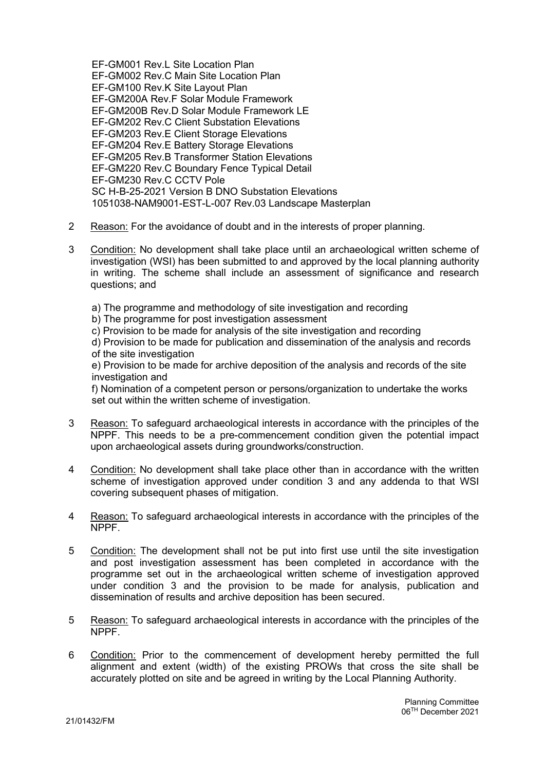EF-GM001 Rev.L Site Location Plan
EF-GM002 Rev.C Main Site Location Plan
EF-GM100 Rev.K Site Layout Plan
EF-GM200A Rev.F Solar Module Framework
EF-GM200B Rev.D Solar Module Framework LE
EF-GM202 Rev.C Client Substation Elevations
EF-GM203 Rev.E Client Storage Elevations
EF-GM204 Rev.E Battery Storage Elevations
EF-GM205 Rev.B Transformer Station Elevations
EF-GM220 Rev.C Boundary Fence Typical Detail
EF-GM230 Rev.C CCTV Pole
SC H-B-25-2021 Version B DNO Substation Elevations
1051038-NAM9001-EST-L-007 Rev.03 Landscape Masterplan

2 Reason: For the avoidance of doubt and in the interests of proper planning.

3 Condition: No development shall take place until an archaeological written scheme of investigation (WSI) has been submitted to and approved by the local planning authority in writing. The scheme shall include an assessment of significance and research questions; and

a) The programme and methodology of site investigation and recording
b) The programme for post investigation assessment
c) Provision to be made for analysis of the site investigation and recording
d) Provision to be made for publication and dissemination of the analysis and records of the site investigation
e) Provision to be made for archive deposition of the analysis and records of the site investigation and
f) Nomination of a competent person or persons/organization to undertake the works set out within the written scheme of investigation.

3 Reason: To safeguard archaeological interests in accordance with the principles of the NPPF. This needs to be a pre-commencement condition given the potential impact upon archaeological assets during groundworks/construction.

4 Condition: No development shall take place other than in accordance with the written scheme of investigation approved under condition 3 and any addenda to that WSI covering subsequent phases of mitigation.

4 Reason: To safeguard archaeological interests in accordance with the principles of the NPPF.

5 Condition: The development shall not be put into first use until the site investigation and post investigation assessment has been completed in accordance with the programme set out in the archaeological written scheme of investigation approved under condition 3 and the provision to be made for analysis, publication and dissemination of results and archive deposition has been secured.

5 Reason: To safeguard archaeological interests in accordance with the principles of the NPPF.

6 Condition: Prior to the commencement of development hereby permitted the full alignment and extent (width) of the existing PROWs that cross the site shall be accurately plotted on site and be agreed in writing by the Local Planning Authority.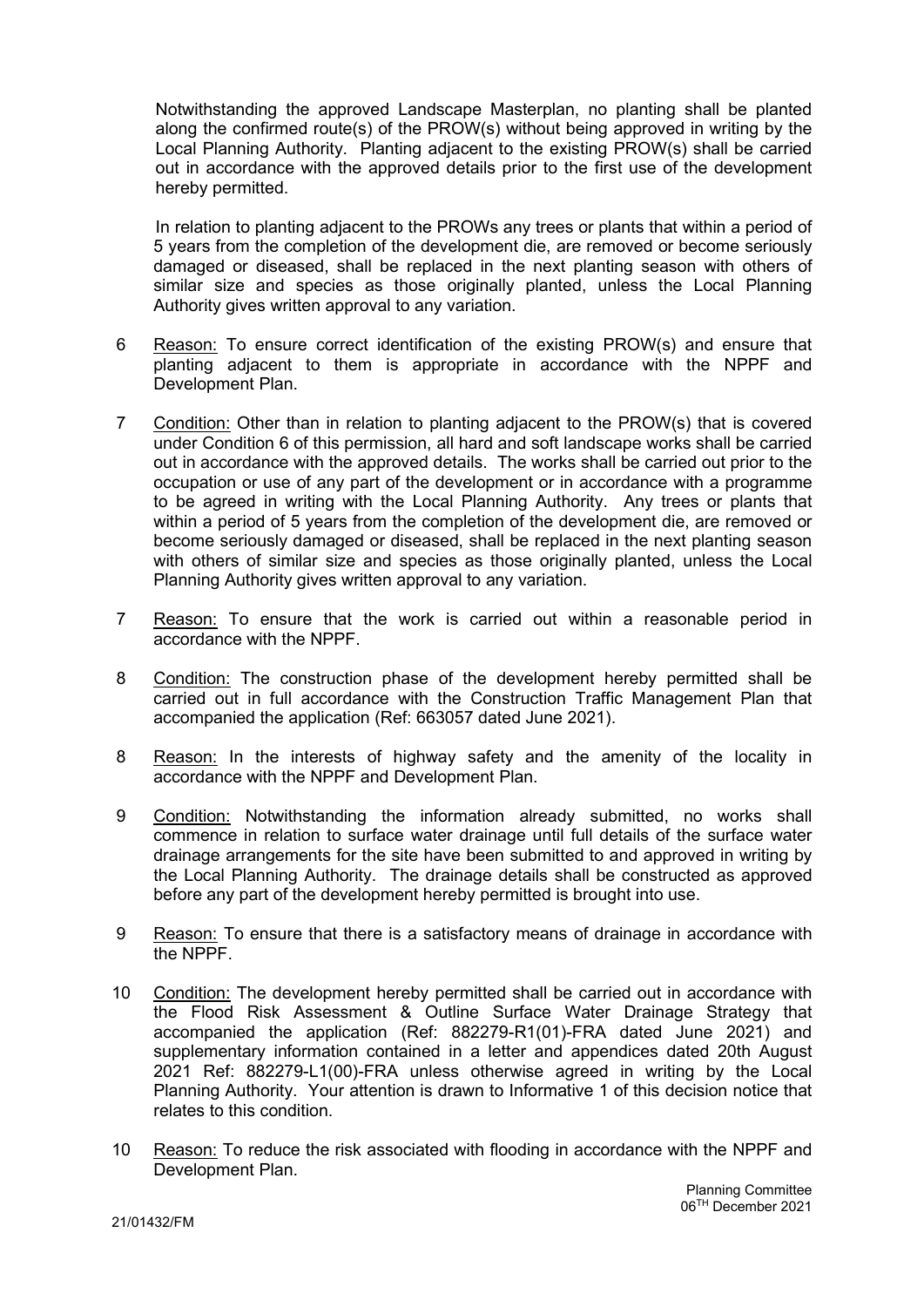Notwithstanding the approved Landscape Masterplan, no planting shall be planted along the confirmed route(s) of the PROW(s) without being approved in writing by the Local Planning Authority. Planting adjacent to the existing PROW(s) shall be carried out in accordance with the approved details prior to the first use of the development hereby permitted.

In relation to planting adjacent to the PROWs any trees or plants that within a period of 5 years from the completion of the development die, are removed or become seriously damaged or diseased, shall be replaced in the next planting season with others of similar size and species as those originally planted, unless the Local Planning Authority gives written approval to any variation.

6 Reason: To ensure correct identification of the existing PROW(s) and ensure that planting adjacent to them is appropriate in accordance with the NPPF and Development Plan.

7 Condition: Other than in relation to planting adjacent to the PROW(s) that is covered under Condition 6 of this permission, all hard and soft landscape works shall be carried out in accordance with the approved details. The works shall be carried out prior to the occupation or use of any part of the development or in accordance with a programme to be agreed in writing with the Local Planning Authority. Any trees or plants that within a period of 5 years from the completion of the development die, are removed or become seriously damaged or diseased, shall be replaced in the next planting season with others of similar size and species as those originally planted, unless the Local Planning Authority gives written approval to any variation.

7 Reason: To ensure that the work is carried out within a reasonable period in accordance with the NPPF.

8 Condition: The construction phase of the development hereby permitted shall be carried out in full accordance with the Construction Traffic Management Plan that accompanied the application (Ref: 663057 dated June 2021).

8 Reason: In the interests of highway safety and the amenity of the locality in accordance with the NPPF and Development Plan.

9 Condition: Notwithstanding the information already submitted, no works shall commence in relation to surface water drainage until full details of the surface water drainage arrangements for the site have been submitted to and approved in writing by the Local Planning Authority. The drainage details shall be constructed as approved before any part of the development hereby permitted is brought into use.

9 Reason: To ensure that there is a satisfactory means of drainage in accordance with the NPPF.

10 Condition: The development hereby permitted shall be carried out in accordance with the Flood Risk Assessment & Outline Surface Water Drainage Strategy that accompanied the application (Ref: 882279-R1(01)-FRA dated June 2021) and supplementary information contained in a letter and appendices dated 20th August 2021 Ref: 882279-L1(00)-FRA unless otherwise agreed in writing by the Local Planning Authority. Your attention is drawn to Informative 1 of this decision notice that relates to this condition.

10 Reason: To reduce the risk associated with flooding in accordance with the NPPF and Development Plan.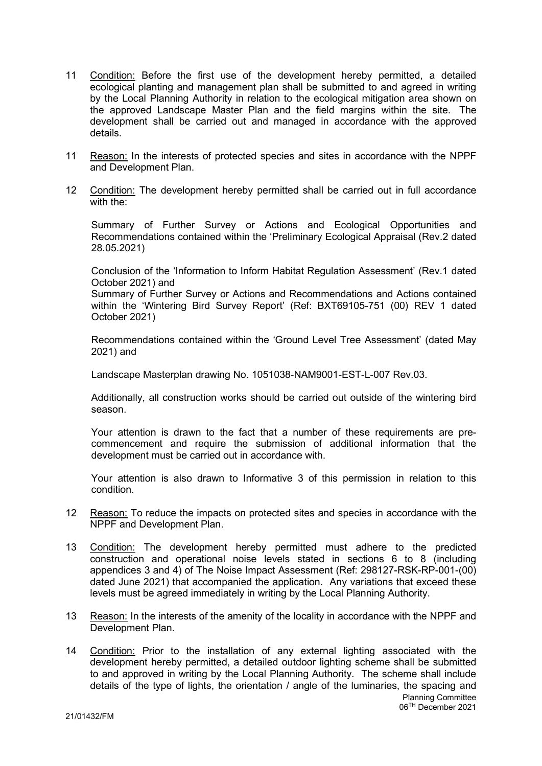11 Condition: Before the first use of the development hereby permitted, a detailed ecological planting and management plan shall be submitted to and agreed in writing by the Local Planning Authority in relation to the ecological mitigation area shown on the approved Landscape Master Plan and the field margins within the site. The development shall be carried out and managed in accordance with the approved details.

11 Reason: In the interests of protected species and sites in accordance with the NPPF and Development Plan.

12 Condition: The development hereby permitted shall be carried out in full accordance with the:

Summary of Further Survey or Actions and Ecological Opportunities and Recommendations contained within the 'Preliminary Ecological Appraisal (Rev.2 dated 28.05.2021)

Conclusion of the 'Information to Inform Habitat Regulation Assessment' (Rev.1 dated October 2021) and
Summary of Further Survey or Actions and Recommendations and Actions contained within the 'Wintering Bird Survey Report' (Ref: BXT69105-751 (00) REV 1 dated October 2021)

Recommendations contained within the 'Ground Level Tree Assessment' (dated May 2021) and

Landscape Masterplan drawing No. 1051038-NAM9001-EST-L-007 Rev.03.

Additionally, all construction works should be carried out outside of the wintering bird season.

Your attention is drawn to the fact that a number of these requirements are pre-commencement and require the submission of additional information that the development must be carried out in accordance with.

Your attention is also drawn to Informative 3 of this permission in relation to this condition.

12 Reason: To reduce the impacts on protected sites and species in accordance with the NPPF and Development Plan.

13 Condition: The development hereby permitted must adhere to the predicted construction and operational noise levels stated in sections 6 to 8 (including appendices 3 and 4) of The Noise Impact Assessment (Ref: 298127-RSK-RP-001-(00) dated June 2021) that accompanied the application. Any variations that exceed these levels must be agreed immediately in writing by the Local Planning Authority.

13 Reason: In the interests of the amenity of the locality in accordance with the NPPF and Development Plan.

14 Condition: Prior to the installation of any external lighting associated with the development hereby permitted, a detailed outdoor lighting scheme shall be submitted to and approved in writing by the Local Planning Authority. The scheme shall include details of the type of lights, the orientation / angle of the luminaries, the spacing and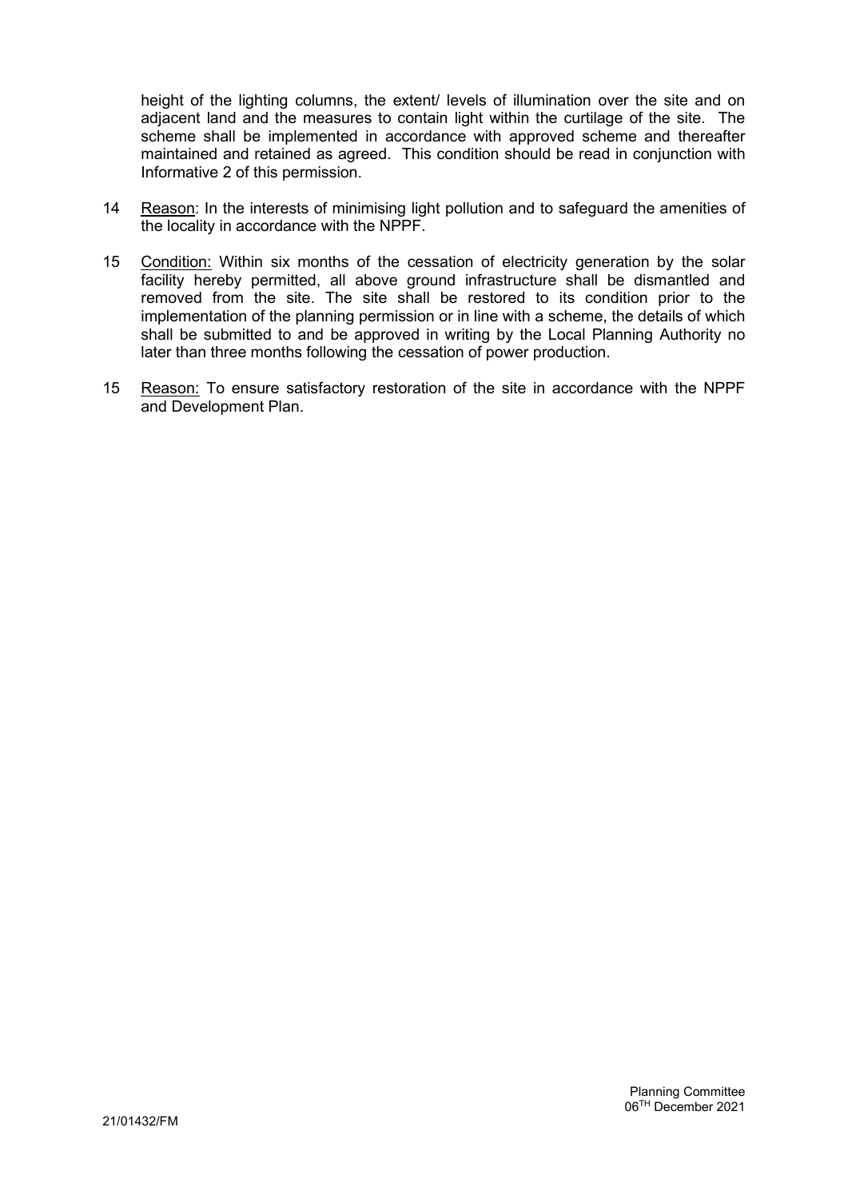height of the lighting columns, the extent/ levels of illumination over the site and on adjacent land and the measures to contain light within the curtilage of the site. The scheme shall be implemented in accordance with approved scheme and thereafter maintained and retained as agreed. This condition should be read in conjunction with Informative 2 of this permission.

14 Reason: In the interests of minimising light pollution and to safeguard the amenities of the locality in accordance with the NPPF.

15 Condition: Within six months of the cessation of electricity generation by the solar facility hereby permitted, all above ground infrastructure shall be dismantled and removed from the site. The site shall be restored to its condition prior to the implementation of the planning permission or in line with a scheme, the details of which shall be submitted to and be approved in writing by the Local Planning Authority no later than three months following the cessation of power production.

15 Reason: To ensure satisfactory restoration of the site in accordance with the NPPF and Development Plan.